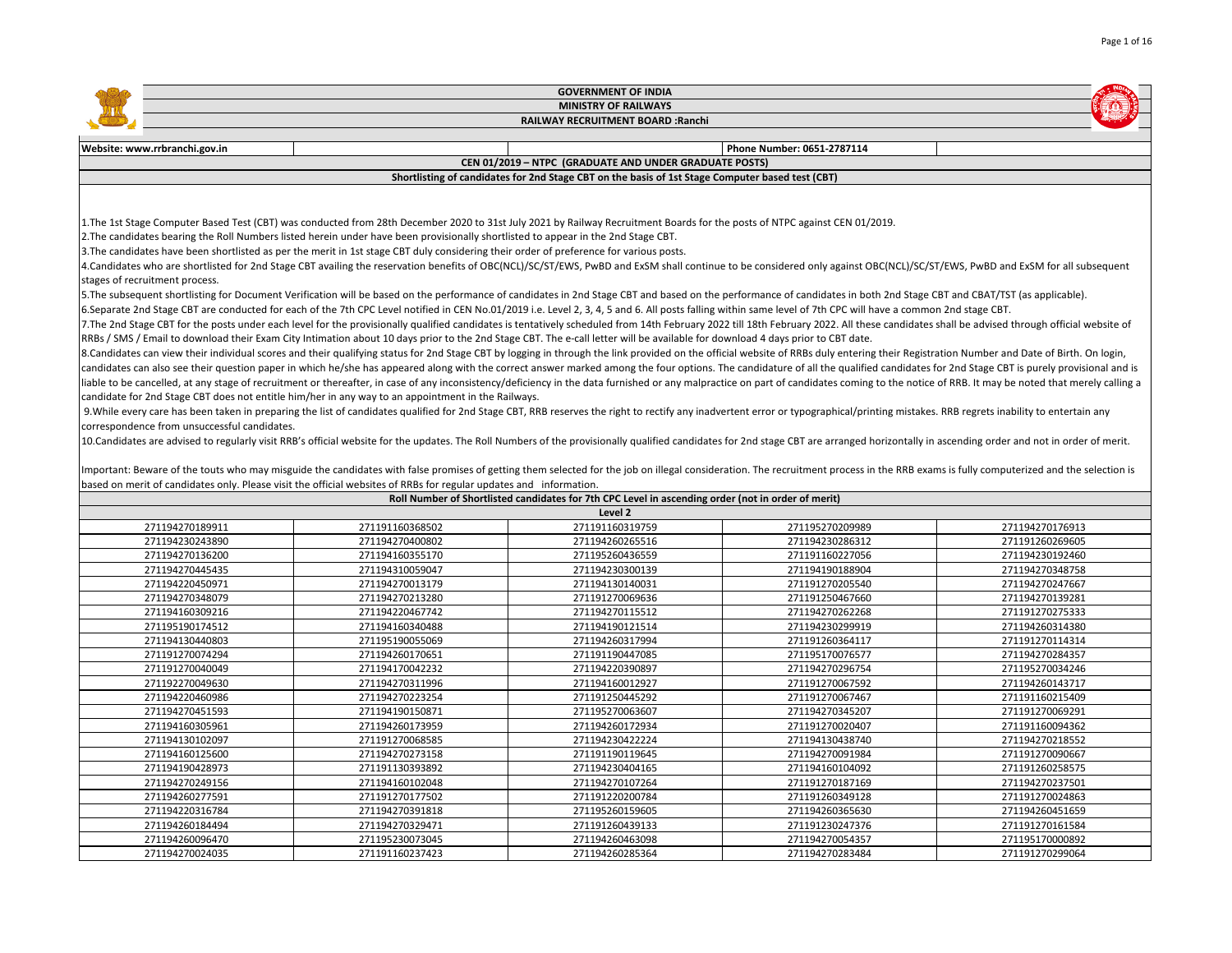# GOVERNMENT OF INDIA

## MINISTRY OF RAILWAYS

## RAILWAY RECRUITMENT BOARD :Ranchi

**Website: www.rrbranchi.gov.in** | **Phone Number: 0651-2787114**

**CEN 01/2019 – NTPC (GRADUATE AND UNDER GRADUATE POSTS)**

**Shortlisting of candidates for 2nd Stage CBT on the basis of 1st Stage Computer based test (CBT)**

1.The 1st Stage Computer Based Test (CBT) was conducted from 28th December 2020 to 31st July 2021 by Railway Recruitment Boards for the posts of NTPC against CEN 01/2019.

2.The candidates bearing the Roll Numbers listed herein under have been provisionally shortlisted to appear in the 2nd Stage CBT.

3.The candidates have been shortlisted as per the merit in 1st stage CBT duly considering their order of preference for various posts.

4.Candidates who are shortlisted for 2nd Stage CBT availing the reservation benefits of OBC(NCL)/SC/ST/EWS, PwBD and ExSM shall continue to be considered only against OBC(NCL)/SC/ST/EWS, PwBD and ExSM for all subsequent stages of recruitment process.

5.The subsequent shortlisting for Document Verification will be based on the performance of candidates in 2nd Stage CBT and based on the performance of candidates in both 2nd Stage CBT and CBAT/TST (as applicable).

6.Separate 2nd Stage CBT are conducted for each of the 7th CPC Level notified in CEN No.01/2019 i.e. Level 2, 3, 4, 5 and 6. All posts falling within same level of 7th CPC will have a common 2nd stage CBT.

7.The 2nd Stage CBT for the posts under each level for the provisionally qualified candidates is tentatively scheduled from 14th February 2022 till 18th February 2022. All these candidates shall be advised through official website of RRBs / SMS / Email to download their Exam City Intimation about 10 days prior to the 2nd Stage CBT. The e-call letter will be available for download 4 days prior to CBT date.

8.Candidates can view their individual scores and their qualifying status for 2nd Stage CBT by logging in through the link provided on the official website of RRBs duly entering their Registration Number and Date of Birth. On login, candidates can also see their question paper in which he/she has appeared along with the correct answer marked among the four options. The candidature of all the qualified candidates for 2nd Stage CBT is purely provisional and is liable to be cancelled, at any stage of recruitment or thereafter, in case of any inconsistency/deficiency in the data furnished or any malpractice on part of candidates coming to the notice of RRB. It may be noted that merely calling a candidate for 2nd Stage CBT does not entitle him/her in any way to an appointment in the Railways.

9.While every care has been taken in preparing the list of candidates qualified for 2nd Stage CBT, RRB reserves the right to rectify any inadvertent error or typographical/printing mistakes. RRB regrets inability to entertain any correspondence from unsuccessful candidates.

10.Candidates are advised to regularly visit RRB's official website for the updates. The Roll Numbers of the provisionally qualified candidates for 2nd stage CBT are arranged horizontally in ascending order and not in order of merit.

Important: Beware of the touts who may misguide the candidates with false promises of getting them selected for the job on illegal consideration. The recruitment process in the RRB exams is fully computerized and the selection is based on merit of candidates only. Please visit the official websites of RRBs for regular updates and information.

**Roll Number of Shortlisted candidates for 7th CPC Level in ascending order (not in order of merit)**

**Level 2**

| | | | | |
|---|---|---|---|---|
| 271194270189911 | 271191160368502 | 271191160319759 | 271195270209989 | 271194270176913 |
| 271194230243890 | 271194270400802 | 271194260265516 | 271194230286312 | 271191260269605 |
| 271194270136200 | 271194160355170 | 271195260436559 | 271191160227056 | 271194230192460 |
| 271194270445435 | 271194310059047 | 271194230300139 | 271194190188904 | 271194270348758 |
| 271194220450971 | 271194270013179 | 271194130140031 | 271191270205540 | 271194270247667 |
| 271194270348079 | 271194270213280 | 271191270069636 | 271191250467660 | 271194270139281 |
| 271194160309216 | 271194220467742 | 271194270115512 | 271194270262268 | 271191270275333 |
| 271195190174512 | 271194160340488 | 271194190121514 | 271194230299919 | 271194260314380 |
| 271194130440803 | 271195190055069 | 271194260317994 | 271191260364117 | 271191270114314 |
| 271191270074294 | 271194260170651 | 271191190447085 | 271195170076577 | 271194270284357 |
| 271191270040049 | 271194170042232 | 271194220390897 | 271194270296754 | 271195270034246 |
| 271192270049630 | 271194270311996 | 271194160012927 | 271191270067592 | 271194260143717 |
| 271194220460986 | 271194270223254 | 271191250445292 | 271191270067467 | 271191160215409 |
| 271194270451593 | 271194190150871 | 271195270063607 | 271194270345207 | 271191270069291 |
| 271194160305961 | 271194260173959 | 271194260172934 | 271191270020407 | 271191160094362 |
| 271194130102097 | 271191270068585 | 271194230422224 | 271194130438740 | 271194270218552 |
| 271194160125600 | 271194270273158 | 271191190119645 | 271194270091984 | 271191270090667 |
| 271194190428973 | 271191130393892 | 271194230104165 | 271194160104092 | 271191260258575 |
| 271194270249156 | 271194160102048 | 271194270107264 | 271191270187169 | 271194270237501 |
| 271194260277591 | 271191270177502 | 271191220200784 | 271191260349128 | 271191270024863 |
| 271194220316784 | 271194270391818 | 271195260365605 | 271194260365630 | 271194260451659 |
| 271194260184494 | 271194270329471 | 271191260439133 | 271191230247376 | 271191270161584 |
| 271194260096470 | 271195230073045 | 271194260463098 | 271194270054357 | 271195170000892 |
| 271194270024035 | 271191160237423 | 271194260285364 | 271194270283484 | 271191270299064 |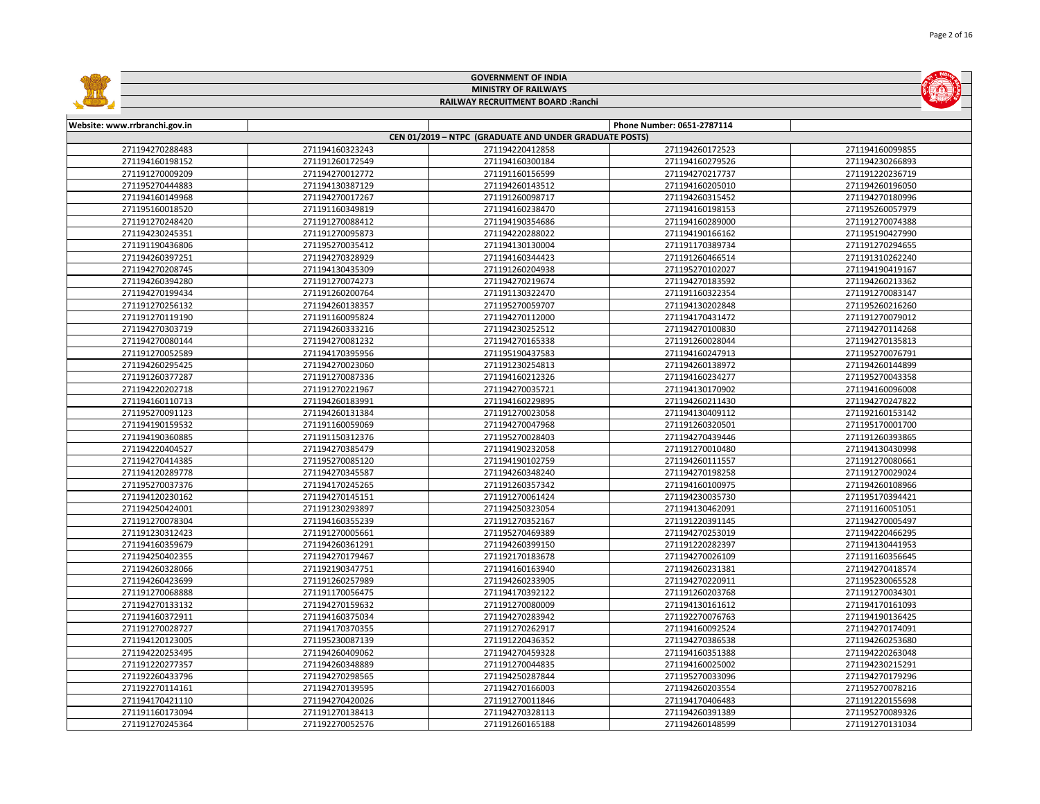# GOVERNMENT OF INDIA

## MINISTRY OF RAILWAYS

### RAILWAY RECRUITMENT BOARD :Ranchi

| Website: www.rrbranchi.gov.in | | | Phone Number: 0651-2787114 | |
|---|---|---|---|---|
| CEN 01/2019 – NTPC (GRADUATE AND UNDER GRADUATE POSTS) | | | | |
| 271194270288483 | 271194160323243 | 271194220412858 | 271194260172523 | 271194160099855 |
| 271194160198152 | 271191260172549 | 271194160300184 | 271194160279526 | 271194230266893 |
| 271191270009209 | 271194270012772 | 271191160156599 | 271194270217737 | 271191220236719 |
| 271195270444883 | 271194130387129 | 271194260143512 | 271194160205010 | 271194260196050 |
| 271194160149968 | 271194270017267 | 271191260098717 | 271194260315452 | 271194270180996 |
| 271195160018520 | 271191160349819 | 271194160238470 | 271194160198153 | 271195260057979 |
| 271191270248420 | 271191270088412 | 271194190354686 | 271194160289000 | 271191270074388 |
| 271194230245351 | 271191270095873 | 271194220288022 | 271194190166162 | 271195190427990 |
| 271191190436806 | 271195270035412 | 271194130130004 | 271191170389734 | 271191270294655 |
| 271194260397251 | 271194270328929 | 271194160344423 | 271191260466514 | 271191310262240 |
| 271194270208745 | 271194130435309 | 271191260204938 | 271195270102027 | 271194190419167 |
| 271194260394280 | 271191270074273 | 271194270219674 | 271194270183592 | 271194260213362 |
| 271194270199434 | 271191260200764 | 271191130322470 | 271191160322354 | 271191270083147 |
| 271191270256132 | 271194260138357 | 271195270059707 | 271194130202848 | 271195260216260 |
| 271191270119190 | 271191160095824 | 271194270112000 | 271194170431472 | 271191270079012 |
| 271194270303719 | 271194260333216 | 271194230252512 | 271194270100830 | 271194270114268 |
| 271194270080144 | 271194270081232 | 271194270165338 | 271191260028044 | 271194270135813 |
| 271191270052589 | 271194170395956 | 271195190437583 | 271194160247913 | 271195270076791 |
| 271194260295425 | 271194270023060 | 271191230254813 | 271194260138972 | 271194260144899 |
| 271191260377287 | 271191270087336 | 271194160212326 | 271194160234277 | 271195270043358 |
| 271194220202718 | 271191270221967 | 271194270035721 | 271194130170902 | 271194160096008 |
| 271194160110713 | 271194260183991 | 271194160229895 | 271194260211430 | 271194270247822 |
| 271195270091123 | 271194260131384 | 271191270023058 | 271194130409112 | 271192160153142 |
| 271194190159532 | 271191160059069 | 271194270047968 | 271191260320501 | 271195170001700 |
| 271194190360885 | 271191150312376 | 271195270028403 | 271194270439446 | 271191260393865 |
| 271194220404527 | 271194270385479 | 271194190232058 | 271191270010480 | 271194130430998 |
| 271194270414385 | 271195270085120 | 271194190102759 | 271194260111557 | 271191270080661 |
| 271194120289778 | 271194270345587 | 271194260348240 | 271194270198258 | 271191270029024 |
| 271195270037376 | 271194170245265 | 271191260357342 | 271194160100975 | 271194260108966 |
| 271194120230162 | 271194270145151 | 271191270061424 | 271194230035730 | 271195170394421 |
| 271194250424001 | 271191230293897 | 271194250323054 | 271194130462091 | 271191160051051 |
| 271191270078304 | 271194160355239 | 271191270352167 | 271191220391145 | 271194270005497 |
| 271191230312423 | 271191270005661 | 271195270469389 | 271194270253019 | 271194220466295 |
| 271194160359679 | 271194260361291 | 271194260399150 | 271191220282397 | 271194130441953 |
| 271194250402355 | 271194270179467 | 271192170183678 | 271194270026109 | 271191160356645 |
| 271194260328066 | 271192190347751 | 271194160163940 | 271194260231381 | 271194270418574 |
| 271194260423699 | 271191260257989 | 271194260233905 | 271194270220911 | 271195230065528 |
| 271191270068888 | 271191170056475 | 271194170392122 | 271191260203768 | 271191270034301 |
| 271194270133132 | 271194270159632 | 271191270080009 | 271194130161612 | 271194170161093 |
| 271194160372911 | 271194160375034 | 271194270283942 | 271192270076763 | 271194190136425 |
| 271191270028727 | 271194170370355 | 271191270262917 | 271194160092524 | 271194270174091 |
| 271194120123005 | 271195230087139 | 271191220436352 | 271194270386538 | 271194260253680 |
| 271194220253495 | 271194260409062 | 271194270459328 | 271194160351388 | 271194220263048 |
| 271191220277357 | 271194260348889 | 271191270044835 | 271194160025002 | 271194230215291 |
| 271192260433796 | 271194270298565 | 271194250287844 | 271195270033096 | 271194270179296 |
| 271192270114161 | 271194270139595 | 271194270166003 | 271194260203554 | 271195270078216 |
| 271194170421110 | 271194270420026 | 271191270011846 | 271194170406483 | 271191220155698 |
| 271191160173094 | 271191270138413 | 271194270328113 | 271194260391389 | 271195270089326 |
| 271191270245364 | 271192270052576 | 271191260165188 | 271194260148599 | 271191270131034 |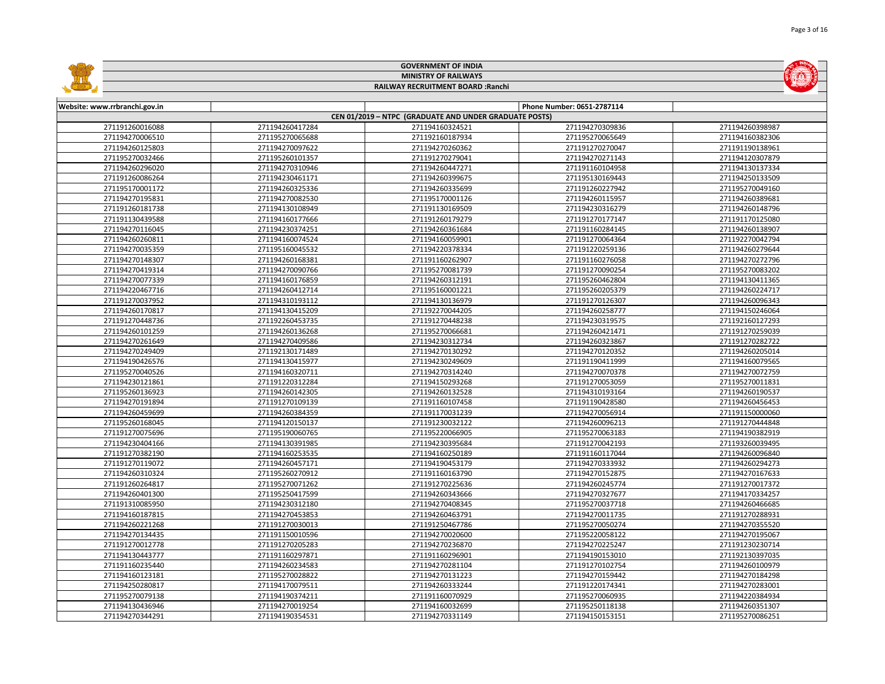# GOVERNMENT OF INDIA

## MINISTRY OF RAILWAYS

### RAILWAY RECRUITMENT BOARD :Ranchi

| Website: www.rrbranchi.gov.in | | | Phone Number: 0651-2787114 | |
|---|---|---|---|---|
| CEN 01/2019 – NTPC (GRADUATE AND UNDER GRADUATE POSTS) | | | | |
| 271191260016088 | 271194260417284 | 271194160324521 | 271194270309836 | 271194260398987 |
| 271194270006510 | 271195270065688 | 271192160187934 | 271195270065649 | 271194160382306 |
| 271194260125803 | 271194270097622 | 271194270260362 | 271191270270047 | 271191190138961 |
| 271195270032466 | 271195260101357 | 271191270279041 | 271194270271143 | 271194120307879 |
| 271194260296020 | 271194270310946 | 271194260447271 | 271191160104958 | 271194130137334 |
| 271191260086264 | 271194230461171 | 271194260399675 | 271195130169443 | 271194250133509 |
| 271195170001172 | 271194260325336 | 271194260335699 | 271191260227942 | 271195270049160 |
| 271194270195831 | 271194270082530 | 271195170001126 | 271194260115957 | 271194260389681 |
| 271191260181738 | 271194130108949 | 271191130169509 | 271194230316279 | 271194260148796 |
| 271191130439588 | 271194160177666 | 271191260179279 | 271191270177147 | 271191170125080 |
| 271194270116045 | 271194230374251 | 271194260361684 | 271191160284145 | 271194260138907 |
| 271194260260811 | 271194160074524 | 271194160059901 | 271191270064364 | 271192270042794 |
| 271194270035359 | 271195160045532 | 271194220378334 | 271191220259136 | 271194260279644 |
| 271194270148307 | 271194260168381 | 271191160262907 | 271191160276058 | 271194270272796 |
| 271194270419314 | 271194270090766 | 271195270081739 | 271191270090254 | 271195270083202 |
| 271194270077339 | 271194160176859 | 271194260312191 | 271195260462804 | 271194130411365 |
| 271194220467716 | 271194260412714 | 271195160001221 | 271195260205379 | 271194260224717 |
| 271191270037952 | 271194310193112 | 271194130136979 | 271191270126307 | 271194260096343 |
| 271194260170817 | 271194130415209 | 271192270044205 | 271194260258777 | 271194150246064 |
| 271191270448736 | 271192260453735 | 271191270448238 | 271194230319575 | 271192160127293 |
| 271194260101259 | 271194260136268 | 271195270066681 | 271194260421471 | 271191270259039 |
| 271194270261649 | 271194270409586 | 271194230312734 | 271194260323867 | 271191270282722 |
| 271194270249409 | 271192130171489 | 271194270130292 | 271194270120352 | 271194260205014 |
| 271194190426576 | 271194130415977 | 271194230249609 | 271191190411999 | 271194160079565 |
| 271195270040526 | 271194160320711 | 271194270314240 | 271194270070378 | 271194270072759 |
| 271194230121861 | 271191220312284 | 271194150293268 | 271191270053059 | 271195270011831 |
| 271195260136923 | 271194260142305 | 271194260132528 | 271194310193164 | 271194260190537 |
| 271194270191894 | 271191270109139 | 271191160107458 | 271191190428580 | 271194260456453 |
| 271194260459699 | 271194260384359 | 271191170031239 | 271194270056914 | 271191150000060 |
| 271195260168045 | 271194120150137 | 271191230032122 | 271194260096213 | 271191270444848 |
| 271191270075696 | 271195190060765 | 271195220066905 | 271195270063183 | 271194190382919 |
| 271194230404166 | 271194130391985 | 271194230395684 | 271191270042193 | 271193260039495 |
| 271191270382190 | 271194160253535 | 271194160250189 | 271191160117044 | 271194260096840 |
| 271191270119072 | 271194260457171 | 271194190453179 | 271194270333932 | 271194260294273 |
| 271194260310324 | 271195260270912 | 271191160163790 | 271194270152875 | 271194270167633 |
| 271191260264817 | 271195270071262 | 271191270225636 | 271194260245774 | 271191270017372 |
| 271194260401300 | 271195250417599 | 271194260343666 | 271194270327677 | 271194170334257 |
| 271191310085950 | 271194230312180 | 271194270408345 | 271195270037718 | 271194260466685 |
| 271194160187815 | 271194270453853 | 271194260463791 | 271194270011735 | 271191270288931 |
| 271194260221268 | 271191270030013 | 271191250467786 | 271195270050274 | 271194270355520 |
| 271194270134435 | 271191150010596 | 271194270020600 | 271195220058122 | 271194270195067 |
| 271191270012778 | 271191270205283 | 271194270236870 | 271194270225247 | 271191230230714 |
| 271194130443777 | 271191160297871 | 271191160296901 | 271194190153010 | 271192130397035 |
| 271191160235440 | 271194260234583 | 271194270281104 | 271191270102754 | 271194260100979 |
| 271194160123181 | 271195270028822 | 271194270131223 | 271194270159442 | 271194270184298 |
| 271194250280817 | 271194170079511 | 271194260333244 | 271191220174341 | 271194270283001 |
| 271195270079138 | 271194190374211 | 271191160070929 | 271195270060935 | 271194220384934 |
| 271194130436946 | 271194270019254 | 271194160032699 | 271195250118138 | 271194260351307 |
| 271194270344291 | 271194190354531 | 271194270331149 | 271194150153151 | 271195270086251 |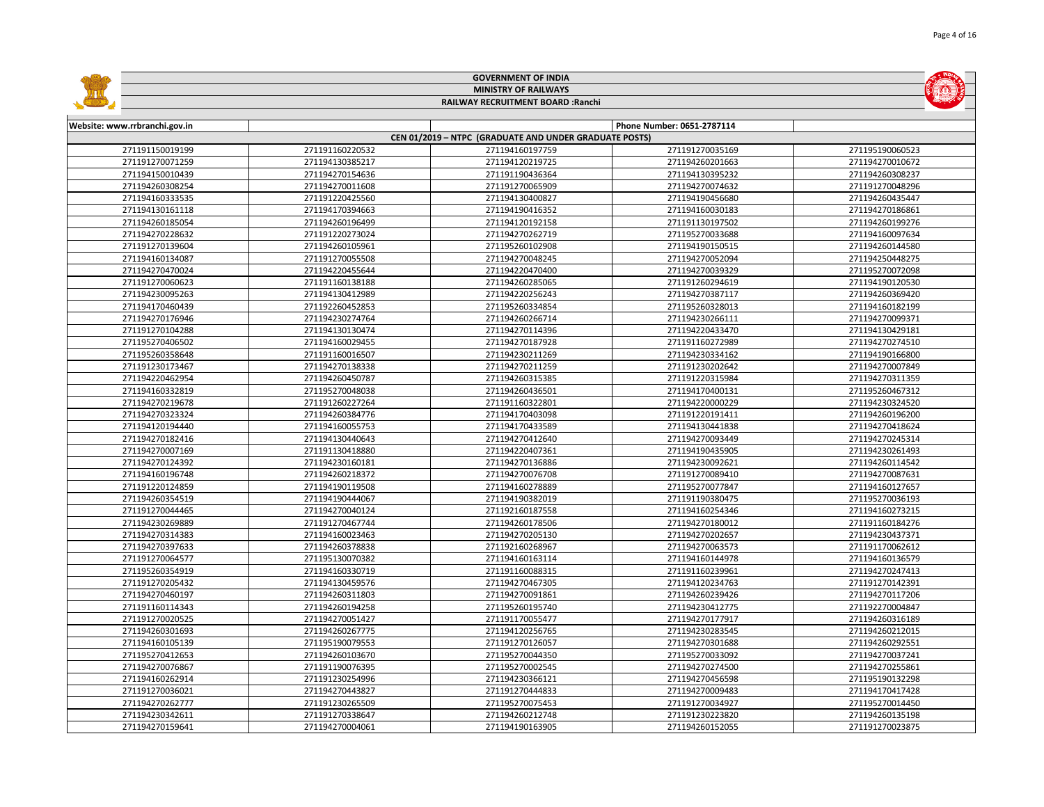# GOVERNMENT OF INDIA

## MINISTRY OF RAILWAYS

### RAILWAY RECRUITMENT BOARD :Ranchi

| Website: www.rrbranchi.gov.in | | | Phone Number: 0651-2787114 | |
|---|---|---|---|---|
| CEN 01/2019 – NTPC (GRADUATE AND UNDER GRADUATE POSTS) | | | | |
| 271191150019199 | 271191160220532 | 271194160197759 | 271191270035169 | 271195190060523 |
| 271191270071259 | 271194130385217 | 271194120219725 | 271194260201663 | 271194270010672 |
| 271194150010439 | 271194270154636 | 271191190436364 | 271194130395232 | 271194260308237 |
| 271194260308254 | 271194270011608 | 271191270065909 | 271194270074632 | 271191270048296 |
| 271194160333535 | 271191220425560 | 271194130400827 | 271194190456680 | 271194260435447 |
| 271194130161118 | 271194170394663 | 271194190416352 | 271194160030183 | 271194270186861 |
| 271194260185054 | 271194260196499 | 271194120192158 | 271191130197502 | 271194260199276 |
| 271194270228632 | 271191220273024 | 271194270262719 | 271195270033688 | 271194160097634 |
| 271191270139604 | 271194260105961 | 271195260102908 | 271194190150515 | 271194260144580 |
| 271194160134087 | 271191270055508 | 271194270048245 | 271194270052094 | 271194250448275 |
| 271194270470024 | 271194220455644 | 271194220470400 | 271194270039329 | 271195270072098 |
| 271191270060623 | 271191160138188 | 271194260285065 | 271191260294619 | 271194190120530 |
| 271194230095263 | 271194130412989 | 271194220256243 | 271194270387117 | 271194260369420 |
| 271194170460439 | 271192260452853 | 271195260334854 | 271195260328013 | 271194160182199 |
| 271194270176946 | 271194230274764 | 271194260266714 | 271194230266111 | 271194270099371 |
| 271191270104288 | 271194130130474 | 271194270114396 | 271194220433470 | 271194130429181 |
| 271195270406502 | 271194160029455 | 271194270187928 | 271191160272989 | 271194270274510 |
| 271195260358648 | 271191160016507 | 271194230211269 | 271194230334162 | 271194190166800 |
| 271191230173467 | 271194270138338 | 271194270211259 | 271191230202642 | 271194270007849 |
| 271194220462954 | 271194260450787 | 271194260315385 | 271191220315984 | 271194270311359 |
| 271194160332819 | 271195270048038 | 271194260436501 | 271194170400131 | 271195260467312 |
| 271194270219678 | 271191260227264 | 271191160322801 | 271194220000229 | 271194230324520 |
| 271194270323324 | 271194260384776 | 271194170403098 | 271191220191411 | 271194260196200 |
| 271194120194440 | 271194160055753 | 271194170433589 | 271194130441838 | 271194270418624 |
| 271194270182416 | 271194130440643 | 271194270412640 | 271194270093449 | 271194270245314 |
| 271194270007169 | 271191130418880 | 271194220407361 | 271194190435905 | 271194230261493 |
| 271194270124392 | 271194230160181 | 271194270136886 | 271194230092621 | 271194260114542 |
| 271194160196748 | 271194260218372 | 271194270076708 | 271191270089410 | 271194270087631 |
| 271191220124859 | 271194190119508 | 271194160278889 | 271195270077847 | 271194160127657 |
| 271194260354519 | 271194190444067 | 271194190382019 | 271191190380475 | 271195270036193 |
| 271191270044465 | 271194270040124 | 271192160187558 | 271194160254346 | 271194160273215 |
| 271194230269889 | 271191270467744 | 271194260178506 | 271194270180012 | 271191160184276 |
| 271194270314383 | 271194160023463 | 271194270205130 | 271194270202657 | 271194230437371 |
| 271194270397633 | 271194260378838 | 271192160268967 | 271194270063573 | 271191170062612 |
| 271191270064577 | 271195130070382 | 271194160163114 | 271194160144978 | 271194160136579 |
| 271195260354919 | 271194160330719 | 271191160088315 | 271191160239961 | 271194270247413 |
| 271191270205432 | 271194130459576 | 271194270467305 | 271194120234763 | 271191270142391 |
| 271194270460197 | 271194260311803 | 271194270091861 | 271194260239426 | 271194270117206 |
| 271191160114343 | 271194260194258 | 271195260195740 | 271194230412775 | 271192270004847 |
| 271191270020525 | 271194270051427 | 271191170055477 | 271194270177917 | 271194260316189 |
| 271194260301693 | 271194260267775 | 271194120256765 | 271194230283545 | 271194260212015 |
| 271194160105139 | 271195190079553 | 271191270126057 | 271194270301688 | 271194260292551 |
| 271195270412653 | 271194260103670 | 271195270044350 | 271195270033092 | 271194270037241 |
| 271194270076867 | 271191190076395 | 271195270002545 | 271194270274500 | 271194270255861 |
| 271194160262914 | 271191230254996 | 271194230366121 | 271194270456598 | 271195190132298 |
| 271191270036021 | 271194270443827 | 271191270444833 | 271194270009483 | 271194170417428 |
| 271194270262777 | 271191230265509 | 271195270075453 | 271191270034927 | 271195270014450 |
| 271194230342611 | 271191270338647 | 271194260212748 | 271191230223820 | 271194260135198 |
| 271194270159641 | 271194270004061 | 271194190163905 | 271194260152055 | 271191270023875 |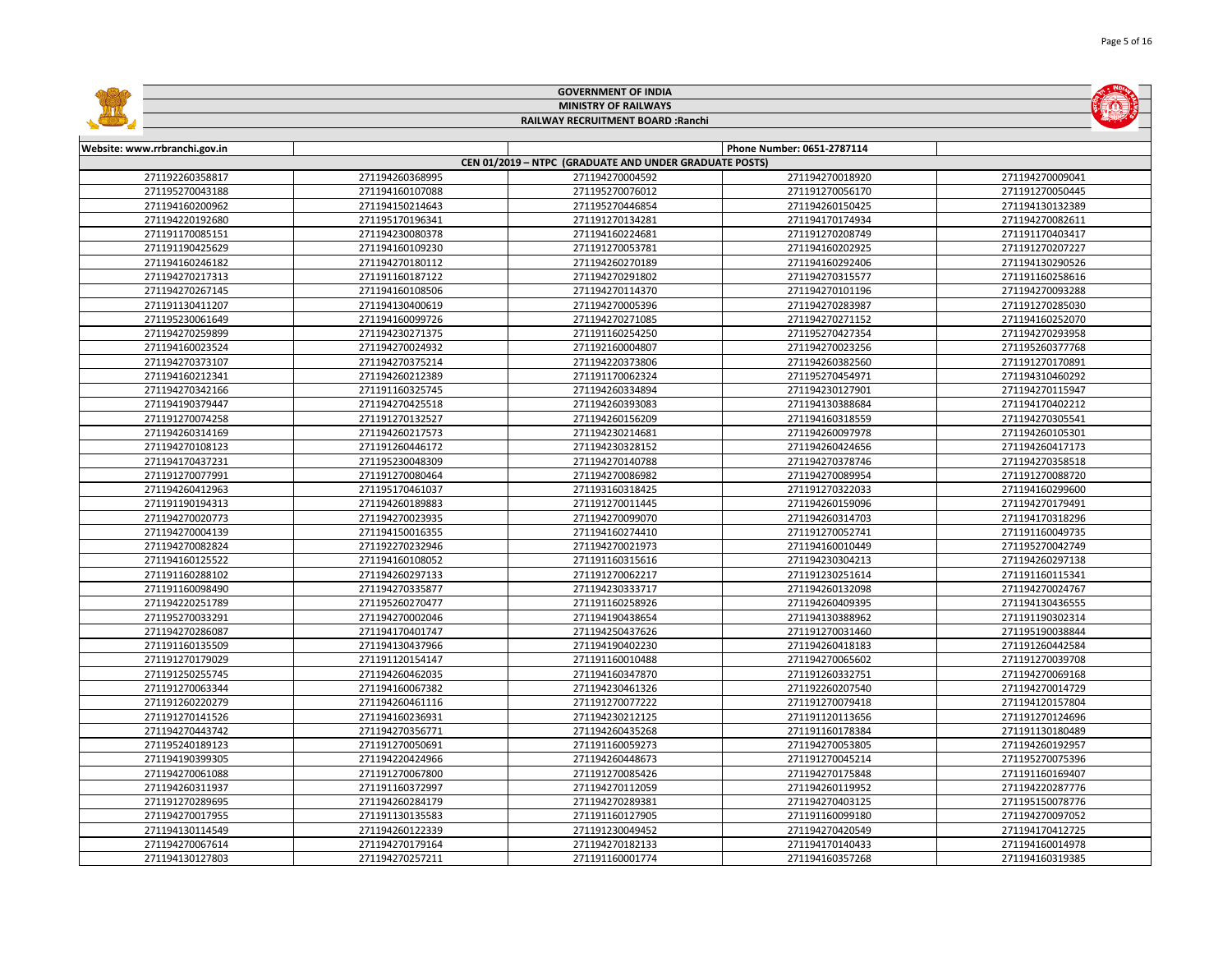GOVERNMENT OF INDIA

MINISTRY OF RAILWAYS

RAILWAY RECRUITMENT BOARD :Ranchi

| Website: www.rrbranchi.gov.in | | | Phone Number: 0651-2787114 | |
|---|---|---|---|---|
| CEN 01/2019 – NTPC (GRADUATE AND UNDER GRADUATE POSTS) | | | | |
| 271192260358817 | 271194260368995 | 271194270004592 | 271194270018920 | 271194270009041 |
| 271195270043188 | 271194160107088 | 271195270076012 | 271191270056170 | 271191270050445 |
| 271194160200962 | 271194150214643 | 271195270446854 | 271194260150425 | 271194130132389 |
| 271194220192680 | 271195170196341 | 271191270134281 | 271194170174934 | 271194270082611 |
| 271191170085151 | 271194230080378 | 271194160224681 | 271191270208749 | 271191170403417 |
| 271191190425629 | 271194160109230 | 271191270053781 | 271194160202925 | 271191270207227 |
| 271194160246182 | 271194270180112 | 271194260270189 | 271194260292406 | 271194130290526 |
| 271194270217313 | 271191160187122 | 271194270291802 | 271194270315577 | 271191160258616 |
| 271194270267145 | 271194160108506 | 271194270114370 | 271194270101196 | 271194270093288 |
| 271191130411207 | 271194130400619 | 271194270005396 | 271194270283987 | 271191270285030 |
| 271195230061649 | 271194160099726 | 271194270271085 | 271194270271152 | 271194160252070 |
| 271194270259899 | 271194230271375 | 271191160254250 | 271195270427354 | 271194270293958 |
| 271194160023524 | 271194270024932 | 271192160004807 | 271194270023256 | 271195260377768 |
| 271194270373107 | 271194270375214 | 271194220373806 | 271194260382560 | 271191270170891 |
| 271194160212341 | 271194260212389 | 271191170062324 | 271195270454971 | 271194310460292 |
| 271194270342166 | 271191160325745 | 271194260334894 | 271194230127901 | 271194270115947 |
| 271194190379447 | 271194270425518 | 271194260393083 | 271194130388684 | 271194170402212 |
| 271191270074258 | 271191270132527 | 271194260156209 | 271194160318559 | 271194270305541 |
| 271194260314169 | 271194260217573 | 271194230214681 | 271194260097978 | 271194260105301 |
| 271194270108123 | 271191260446172 | 271194230328152 | 271194260424656 | 271194260417173 |
| 271194170437231 | 271195230048309 | 271194270140788 | 271194270378746 | 271194270358518 |
| 271191270077991 | 271191270080464 | 271194270086982 | 271194270089954 | 271191270088720 |
| 271194260412963 | 271195170461037 | 271193160318425 | 271191270322033 | 271194160299600 |
| 271191190194313 | 271194260189883 | 271191270011445 | 271194260159096 | 271194270179491 |
| 271194270020773 | 271194270023935 | 271194270099070 | 271194260314703 | 271194170318296 |
| 271194270004139 | 271194150016355 | 271194160274410 | 271191270052741 | 271191160049735 |
| 271194270082824 | 271192270232946 | 271194270021973 | 271194160010449 | 271195270042749 |
| 271194160125522 | 271194160108052 | 271191160315616 | 271194230304213 | 271194260297138 |
| 271191160288102 | 271194260297133 | 271191270062217 | 271191230251614 | 271191160115341 |
| 271191160098490 | 271194270335877 | 271194230333717 | 271194260132098 | 271194270024767 |
| 271194220251789 | 271195260270477 | 271191160258926 | 271194260409395 | 271194130436555 |
| 271195270033291 | 271194270002046 | 271194190438654 | 271194130388962 | 271191190302314 |
| 271194270286087 | 271194170401747 | 271194250437626 | 271191270031460 | 271195190038844 |
| 271191160135509 | 271194130437966 | 271194190402230 | 271194260418183 | 271191260442584 |
| 271191270179029 | 271191120154147 | 271191160010488 | 271194270065602 | 271191270039708 |
| 271191250255745 | 271194260462035 | 271194160347870 | 271191260332751 | 271194270069168 |
| 271191270063344 | 271194160067382 | 271194230461326 | 271192260207540 | 271194270014729 |
| 271191260220279 | 271194260461116 | 271191270077222 | 271191270079418 | 271194120157804 |
| 271191270141526 | 271194160236931 | 271194230212125 | 271191120113656 | 271191270124696 |
| 271194270443742 | 271194270356771 | 271194260435268 | 271191160178384 | 271191130180489 |
| 271195240189123 | 271191270050691 | 271191160059273 | 271194270053805 | 271194260192957 |
| 271194190399305 | 271194220424966 | 271194260448673 | 271191270045214 | 271195270075396 |
| 271194270061088 | 271191270067800 | 271191270085426 | 271194270175848 | 271191160169407 |
| 271194260311937 | 271191160372997 | 271194270112059 | 271194260119952 | 271194220287776 |
| 271191270289695 | 271194260284179 | 271194270289381 | 271194270403125 | 271195150078776 |
| 271194270017955 | 271191130135583 | 271191160127905 | 271191160099180 | 271194270097052 |
| 271194130114549 | 271194260122339 | 271191230049452 | 271194270420549 | 271194170412725 |
| 271194270067614 | 271194270179164 | 271194270182133 | 271194170140433 | 271194160014978 |
| 271194130127803 | 271194270257211 | 271191160001774 | 271194160357268 | 271194160319385 |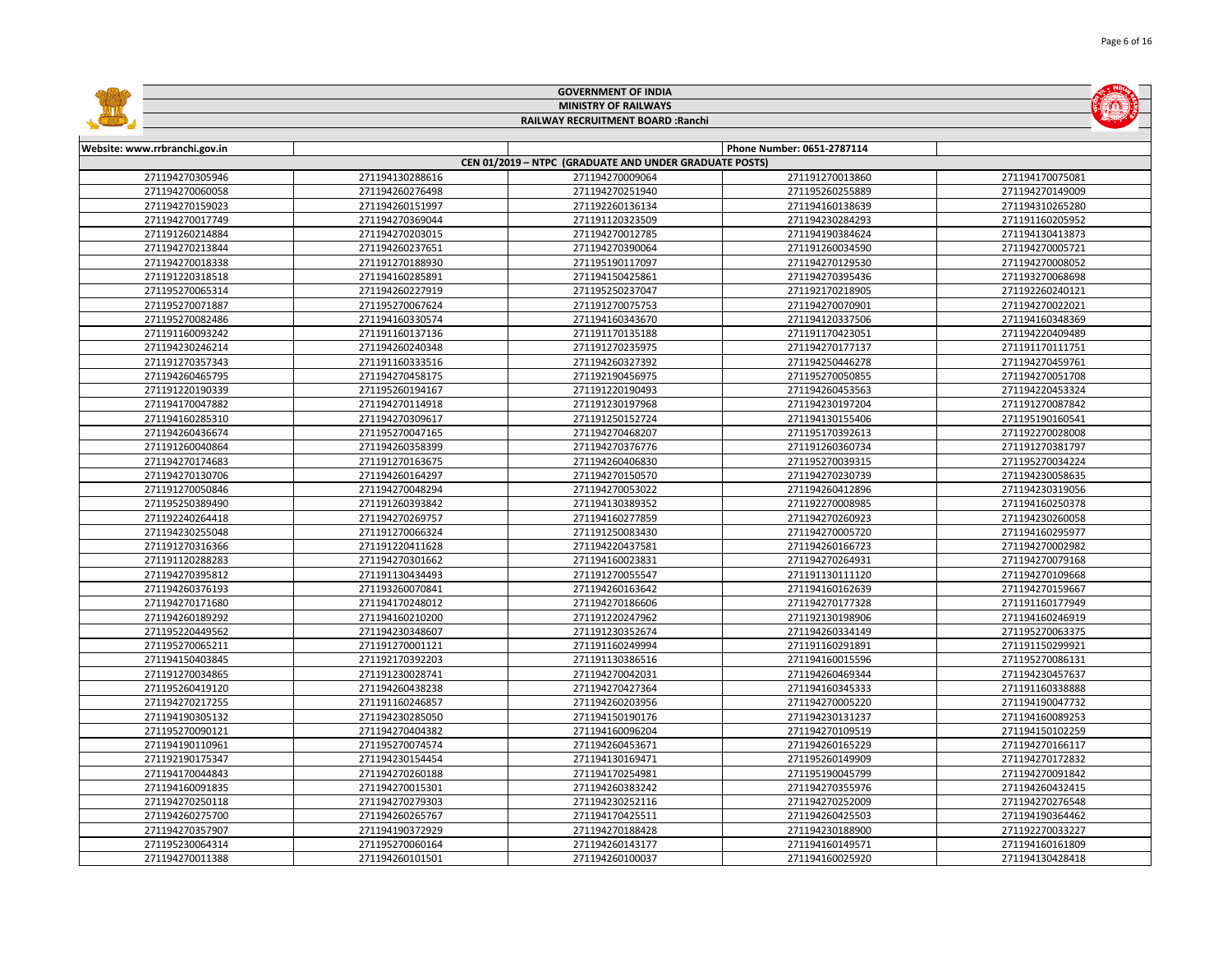# GOVERNMENT OF INDIA

## MINISTRY OF RAILWAYS

### RAILWAY RECRUITMENT BOARD :Ranchi

| Website: www.rrbranchi.gov.in | | | Phone Number: 0651-2787114 | |
|---|---|---|---|---|
| CEN 01/2019 – NTPC (GRADUATE AND UNDER GRADUATE POSTS) | | | | |
| 271194270305946 | 271194130288616 | 271194270009064 | 271191270013860 | 271194170075081 |
| 271194270060058 | 271194260276498 | 271194270251940 | 271195260255889 | 271194270149009 |
| 271194270159023 | 271194260151997 | 271192260136134 | 271194160138639 | 271194310265280 |
| 271194270017749 | 271194270369044 | 271191120323509 | 271194230284293 | 271191160205952 |
| 271191260214884 | 271194270203015 | 271194270012785 | 271194190384624 | 271194130413873 |
| 271194270213844 | 271194260237651 | 271194270390064 | 271191260034590 | 271194270005721 |
| 271194270018338 | 271191270188930 | 271195190117097 | 271194270129530 | 271194270008052 |
| 271191220318518 | 271194160285891 | 271194150425861 | 271194270395436 | 271193270068698 |
| 271195270065314 | 271194260227919 | 271195250237047 | 271192170218905 | 271192260240121 |
| 271195270071887 | 271195270067624 | 271191270075753 | 271194270070901 | 271194270022021 |
| 271195270082486 | 271194160330574 | 271194160343670 | 271194120337506 | 271194160348369 |
| 271191160093242 | 271191160137136 | 271191170135188 | 271191170423051 | 271194220409489 |
| 271194230246214 | 271194260240348 | 271191270235975 | 271194270177137 | 271191170111751 |
| 271191270357343 | 271191160333516 | 271194260327392 | 271194250446278 | 271194270459761 |
| 271194260465795 | 271194270458175 | 271192190456975 | 271195270050855 | 271194270051708 |
| 271191220190339 | 271195260194167 | 271191220190493 | 271194260453563 | 271194220453324 |
| 271194170047882 | 271194270114918 | 271191230197968 | 271194230197204 | 271191270087842 |
| 271194160285310 | 271194270309617 | 271191250152724 | 271194130155406 | 271195190160541 |
| 271194260436674 | 271195270047165 | 271194270468207 | 271195170392613 | 271192270028008 |
| 271191260040864 | 271194260358399 | 271194270376776 | 271191260360734 | 271191270381797 |
| 271194270174683 | 271191270163675 | 271194260406830 | 271195270039315 | 271195270034224 |
| 271194270130706 | 271194260164297 | 271194270150570 | 271194270230739 | 271194230058635 |
| 271191270050846 | 271194270048294 | 271194270053022 | 271194260412896 | 271194230319056 |
| 271195250389490 | 271191260393842 | 271194130389352 | 271192270008985 | 271194160250378 |
| 271192240264418 | 271194270269757 | 271194160277859 | 271194270260923 | 271194230260058 |
| 271194230255048 | 271191270066324 | 271191250083430 | 271194270005720 | 271194160295977 |
| 271191270316366 | 271191220411628 | 271194220437581 | 271194260166723 | 271194270002982 |
| 271191120288283 | 271194270301662 | 271194160023831 | 271194270264931 | 271194270079168 |
| 271194270395812 | 271191130434493 | 271191270055547 | 271191130111120 | 271194270109668 |
| 271194260376193 | 271193260070841 | 271194260163642 | 271194160162639 | 271194270159667 |
| 271194270171680 | 271194170248012 | 271194270186606 | 271194270177328 | 271191160177949 |
| 271194260189292 | 271194160210200 | 271191220247962 | 271192130198906 | 271194160246919 |
| 271195220449562 | 271194230348607 | 271191230352674 | 271194260334149 | 271195270063375 |
| 271195270065211 | 271191270001121 | 271191160249994 | 271191160291891 | 271191150299921 |
| 271194150403845 | 271192170392203 | 271191130386516 | 271194160015596 | 271195270086131 |
| 271191270034865 | 271191230028741 | 271194270042031 | 271194260469344 | 271194230457637 |
| 271195260419120 | 271194260438238 | 271194270427364 | 271194160345333 | 271191160338888 |
| 271194270217255 | 271191160246857 | 271194260203956 | 271194270005220 | 271194190047732 |
| 271194190305132 | 271194230285050 | 271194150190176 | 271194230131237 | 271194160089253 |
| 271195270090121 | 271194270404382 | 271194160096204 | 271194270109519 | 271194150102259 |
| 271194190110961 | 271195270074574 | 271194260453671 | 271194260165229 | 271194270166117 |
| 271192190175347 | 271194230154454 | 271194130169471 | 271195260149909 | 271194270172832 |
| 271194170044843 | 271194270260188 | 271194170254981 | 271195190045799 | 271194270091842 |
| 271194160091835 | 271194270015301 | 271194260383242 | 271194270355976 | 271194260432415 |
| 271194270250118 | 271194270279303 | 271194230252116 | 271194270252009 | 271194270276548 |
| 271194260275700 | 271194260265767 | 271194170425511 | 271194260425503 | 271194190364462 |
| 271194270357907 | 271194190372929 | 271194270188428 | 271194230188900 | 271192270033227 |
| 271195230064314 | 271195270060164 | 271194260143177 | 271194160149571 | 271194160161809 |
| 271194270011388 | 271194260101501 | 271194260100037 | 271194160025920 | 271194130428418 |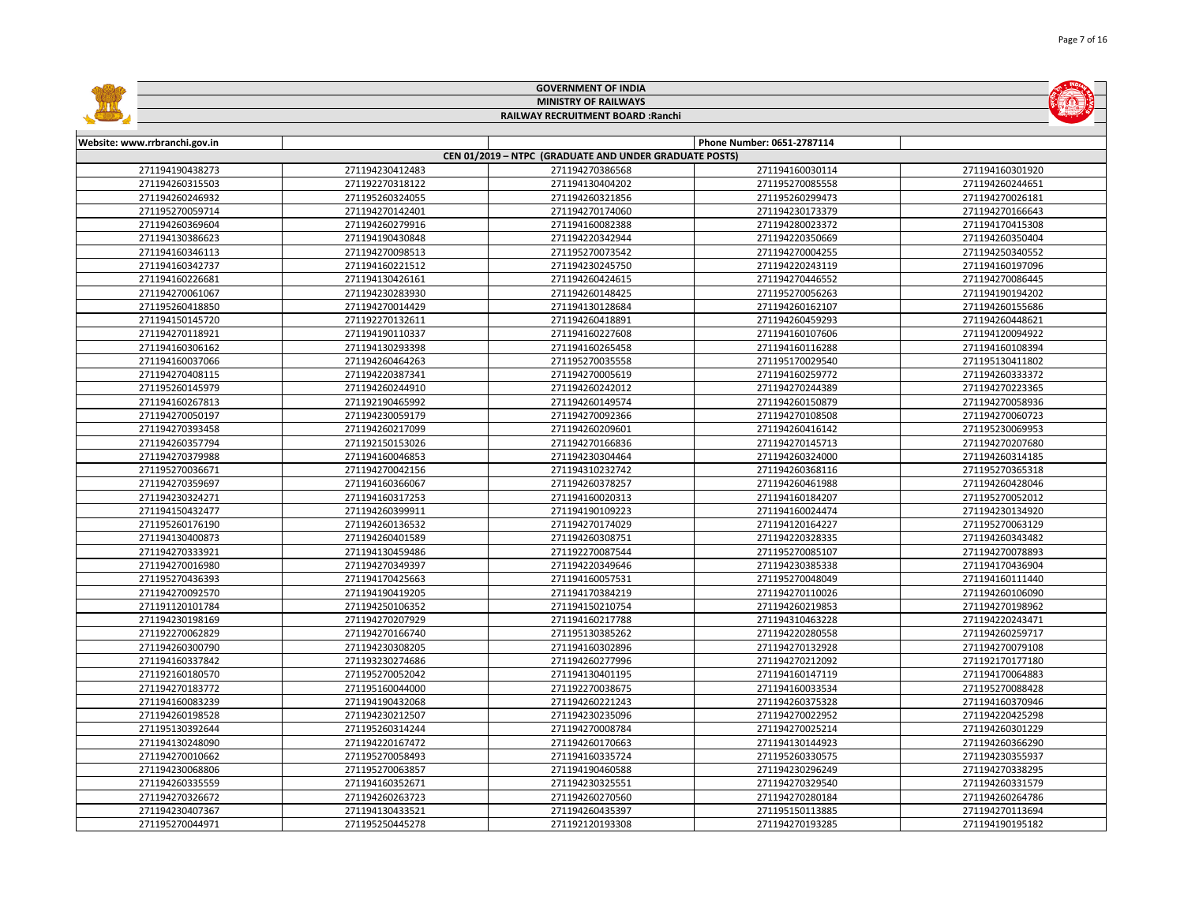# GOVERNMENT OF INDIA

## MINISTRY OF RAILWAYS

### RAILWAY RECRUITMENT BOARD :Ranchi

| Website: www.rrbranchi.gov.in | | | Phone Number: 0651-2787114 | |
|---|---|---|---|---|
| **CEN 01/2019 – NTPC (GRADUATE AND UNDER GRADUATE POSTS)** | | | | |
| 271194190438273 | 271194230412483 | 271194270386568 | 271194160030114 | 271194160301920 |
| 271194260315503 | 271192270318122 | 271194130404202 | 271195270085558 | 271194260244651 |
| 271194260246932 | 271195260324055 | 271194260321856 | 271195260299473 | 271194270026181 |
| 271195270059714 | 271194270142401 | 271194270174060 | 271194230173379 | 271194270166643 |
| 271194260369604 | 271194260279916 | 271194160082388 | 271194280023372 | 271194170415308 |
| 271194130386623 | 271194190430848 | 271194220342944 | 271194220350669 | 271194260350404 |
| 271194160346113 | 271194270098513 | 271195270073542 | 271194270004255 | 271194250340552 |
| 271194160342737 | 271194160221512 | 271194230245750 | 271194220243119 | 271194160197096 |
| 271194160226681 | 271194130426161 | 271194260424615 | 271194270446552 | 271194270086445 |
| 271194270061067 | 271194230283930 | 271194260148425 | 271195270056263 | 271194190194202 |
| 271195260418850 | 271194270014429 | 271194130128684 | 271194260162107 | 271194260155686 |
| 271194150145720 | 271192270132611 | 271194260418891 | 271194260459293 | 271194260448621 |
| 271194270118921 | 271194190110337 | 271194160227608 | 271194160107606 | 271194120094922 |
| 271194160306162 | 271194130293398 | 271194160265458 | 271194160116288 | 271194160108394 |
| 271194160037066 | 271194260464263 | 271195270035558 | 271195170029540 | 271195130411802 |
| 271194270408115 | 271194220387341 | 271194270005619 | 271194160259772 | 271194260333372 |
| 271195260145979 | 271194260244910 | 271194260242012 | 271194270244389 | 271194270223365 |
| 271194160267813 | 271192190465992 | 271194260149574 | 271194260150879 | 271194270058936 |
| 271194270050197 | 271194230059179 | 271194270092366 | 271194270108508 | 271194270060723 |
| 271194270393458 | 271194260217099 | 271194260209601 | 271194260416142 | 271195230069953 |
| 271194260357794 | 271192150153026 | 271194270166836 | 271194270145713 | 271194270207680 |
| 271194270379988 | 271194160046853 | 271194230304464 | 271194260324000 | 271194260314185 |
| 271195270036671 | 271194270042156 | 271194310232742 | 271194260368116 | 271195270365318 |
| 271194270359697 | 271194160366067 | 271194260378257 | 271194260461988 | 271194260428046 |
| 271194230324271 | 271194160317253 | 271194160020313 | 271194160184207 | 271195270052012 |
| 271194150432477 | 271194260399911 | 271194190109223 | 271194160024474 | 271194230134920 |
| 271195260176190 | 271194260136532 | 271194270174029 | 271194120164227 | 271195270063129 |
| 271194130400873 | 271194260401589 | 271194260308751 | 271194220328335 | 271194260343482 |
| 271194270333921 | 271194130459486 | 271192270087544 | 271195270085107 | 271194270078893 |
| 271194270016980 | 271194270349397 | 271194220349646 | 271194230385338 | 271194170436904 |
| 271195270436393 | 271194170425663 | 271194160057531 | 271195270048049 | 271194160111440 |
| 271194270092570 | 271194190419205 | 271194170384219 | 271194270110026 | 271194260106090 |
| 271191120101784 | 271194250106352 | 271194150210754 | 271194260219853 | 271194270198962 |
| 271194230198169 | 271194270207929 | 271194160217788 | 271194310463228 | 271194220243471 |
| 271192270062829 | 271194270166740 | 271195130385262 | 271194220280558 | 271194260259717 |
| 271194260300790 | 271194230308205 | 271194160302896 | 271194160132928 | 271194270079108 |
| 271194160337842 | 271193230274686 | 271194260277996 | 271194270212092 | 271192170177180 |
| 271192160180570 | 271195270052042 | 271194130401195 | 271194160147119 | 271194170064883 |
| 271194270183772 | 271195160044000 | 271192270038675 | 271194160033534 | 271195270088428 |
| 271194160083239 | 271194190432068 | 271194260221243 | 271194260375328 | 271194160370946 |
| 271194260198528 | 271194230212507 | 271194230235096 | 271194270022952 | 271194220425298 |
| 271195130392644 | 271195260314244 | 271194270008784 | 271194270025214 | 271194260301229 |
| 271194130248090 | 271194220167472 | 271194260170663 | 271194130144923 | 271194260366290 |
| 271194270010662 | 271195270058493 | 271194160335724 | 271195260330575 | 271194230355937 |
| 271194230068806 | 271195270063857 | 271194190460588 | 271194230296249 | 271194270338295 |
| 271194260335559 | 271194160352671 | 271194230325551 | 271194270329540 | 271194260331579 |
| 271194270326672 | 271194260263723 | 271194260270560 | 271194270280184 | 271194260264786 |
| 271194230407367 | 271194130433521 | 271194260435397 | 271195150113885 | 271194270113694 |
| 271195270044971 | 271195250445278 | 271192120193308 | 271194270193285 | 271194190195182 |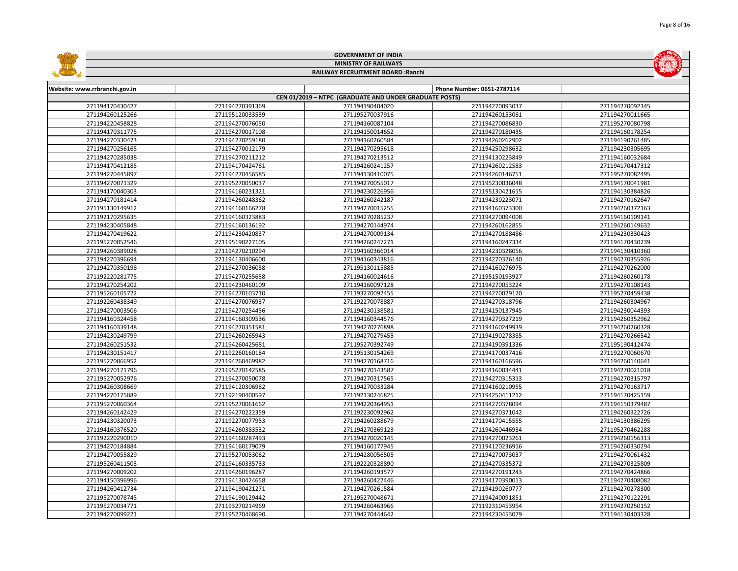# GOVERNMENT OF INDIA
## MINISTRY OF RAILWAYS
### RAILWAY RECRUITMENT BOARD :Ranchi

| Website: www.rrbranchi.gov.in | | | Phone Number: 0651-2787114 | |
|---|---|---|---|---|
| CEN 01/2019 – NTPC (GRADUATE AND UNDER GRADUATE POSTS) | | | | |
| 271194170430427 | 271194270391369 | 271194190404020 | 271194270093037 | 271194270092345 |
| 271194260125266 | 271195120033539 | 271195270037916 | 271194260153061 | 271194270011665 |
| 271194220458828 | 271194270076050 | 271194160087104 | 271194270086830 | 271195270080798 |
| 271194170311775 | 271194270017108 | 271194150014652 | 271194270180435 | 271194160178254 |
| 271194270330473 | 271194270259180 | 271194160260584 | 271194260262902 | 271194190261485 |
| 271194270256165 | 271194270012179 | 271194270295618 | 271194250298632 | 271194230305695 |
| 271194270285038 | 271194270211512 | 271194270213512 | 271194130223849 | 271194160032684 |
| 271194170412185 | 271194170424761 | 271194260241257 | 271194260212583 | 271194170417312 |
| 271194270445897 | 271194270456585 | 271194130410075 | 271194260146751 | 271195270082495 |
| 271194270071329 | 271195270050037 | 271194270055017 | 271195230036048 | 271194170041981 |
| 271194170040303 | 271194160231321 | 271194230226956 | 271195130421615 | 271194130384826 |
| 271194270181414 | 271194260248362 | 271194260242187 | 271194230223071 | 271194270162647 |
| 271195130149912 | 271194160166278 | 271194270015255 | 271194160373300 | 271194260372163 |
| 271192170295635 | 271194160323883 | 271194270285237 | 271194270094008 | 271194160109141 |
| 271194230405848 | 271194160136192 | 271194270144974 | 271194160162855 | 271194260149632 |
| 271194270419622 | 271194230420837 | 271194270009134 | 271194270188486 | 271194230330423 |
| 271195270052546 | 271195190227105 | 271194260247271 | 271194160247334 | 271194170430239 |
| 271194260389028 | 271194270210294 | 271194160366014 | 271194230328056 | 271194130410360 |
| 271194270396694 | 271194130406600 | 271194160343816 | 271194270326140 | 271194270355926 |
| 271194270350198 | 271194270036038 | 271195130115885 | 271194160276975 | 271194270262000 |
| 271192220281775 | 271194270255658 | 271194160024616 | 271195150193927 | 271194260260178 |
| 271194270254202 | 271194230460109 | 271194160097128 | 271194270053224 | 271194270108143 |
| 271195260105722 | 271194270103710 | 271193270092455 | 271194270029120 | 271195270459438 |
| 271192260438349 | 271194270076937 | 271192270078887 | 271194270318796 | 271194260304967 |
| 271194270003506 | 271194270254456 | 271194230138581 | 271194150137945 | 271194230044393 |
| 271194160324458 | 271194160309536 | 271194160344576 | 271194270327219 | 271194260352962 |
| 271194160339148 | 271194270351581 | 271194270276898 | 271194160249939 | 271194260260328 |
| 271194230249799 | 271194260265943 | 271194270279455 | 271194190278385 | 271194270266542 |
| 271194260251532 | 271194260425681 | 271195270392749 | 271194190391336 | 271195190412474 |
| 271194230151417 | 271192260160184 | 271195130154269 | 271194170037416 | 271192270060670 |
| 271195270066952 | 271194260469982 | 271194270168716 | 271194160166596 | 271194260140641 |
| 271194270171796 | 271195270142585 | 271194270143587 | 271194160034441 | 271194270021018 |
| 271195270052976 | 271194270050078 | 271194270317565 | 271194270315313 | 271194270315797 |
| 271194260308669 | 271194120306982 | 271194270033284 | 271194160210955 | 271194270163717 |
| 271194270175889 | 271192190400597 | 271192130246825 | 271194250411212 | 271194170425159 |
| 271195270060364 | 271195270061662 | 271194220364951 | 271194270378094 | 271194150379487 |
| 271194260142429 | 271194270222359 | 271192230092962 | 271194270371042 | 271194260322726 |
| 271194230320073 | 271192270077953 | 271194260288679 | 271194170415555 | 271194130386295 |
| 271194160376520 | 271194260383532 | 271194270369123 | 271194260446934 | 271195270462288 |
| 271192220290010 | 271194160287493 | 271194270020145 | 271194270023261 | 271194260156313 |
| 271194270184884 | 271194160179079 | 271194160177945 | 271194120236916 | 271194260330294 |
| 271194270055829 | 271195270053062 | 271194280056505 | 271194270073037 | 271194270061432 |
| 271195260411503 | 271194160335733 | 271192220328890 | 271194270335372 | 271194270325809 |
| 271194270009202 | 271194260196287 | 271194260193577 | 271194270191243 | 271194270424866 |
| 271194150396996 | 271194130424658 | 271194260422446 | 271194170390013 | 271194270408082 |
| 271194260412734 | 271194190421271 | 271194270261584 | 271194190260777 | 271194270278300 |
| 271195270078745 | 271194190129442 | 271195270048671 | 271194240091851 | 271194270122291 |
| 271195270034771 | 271193270214969 | 271194260463966 | 271192310453954 | 271194270250152 |
| 271194270099221 | 271195270468690 | 271194270444642 | 271194230453079 | 271194130403328 |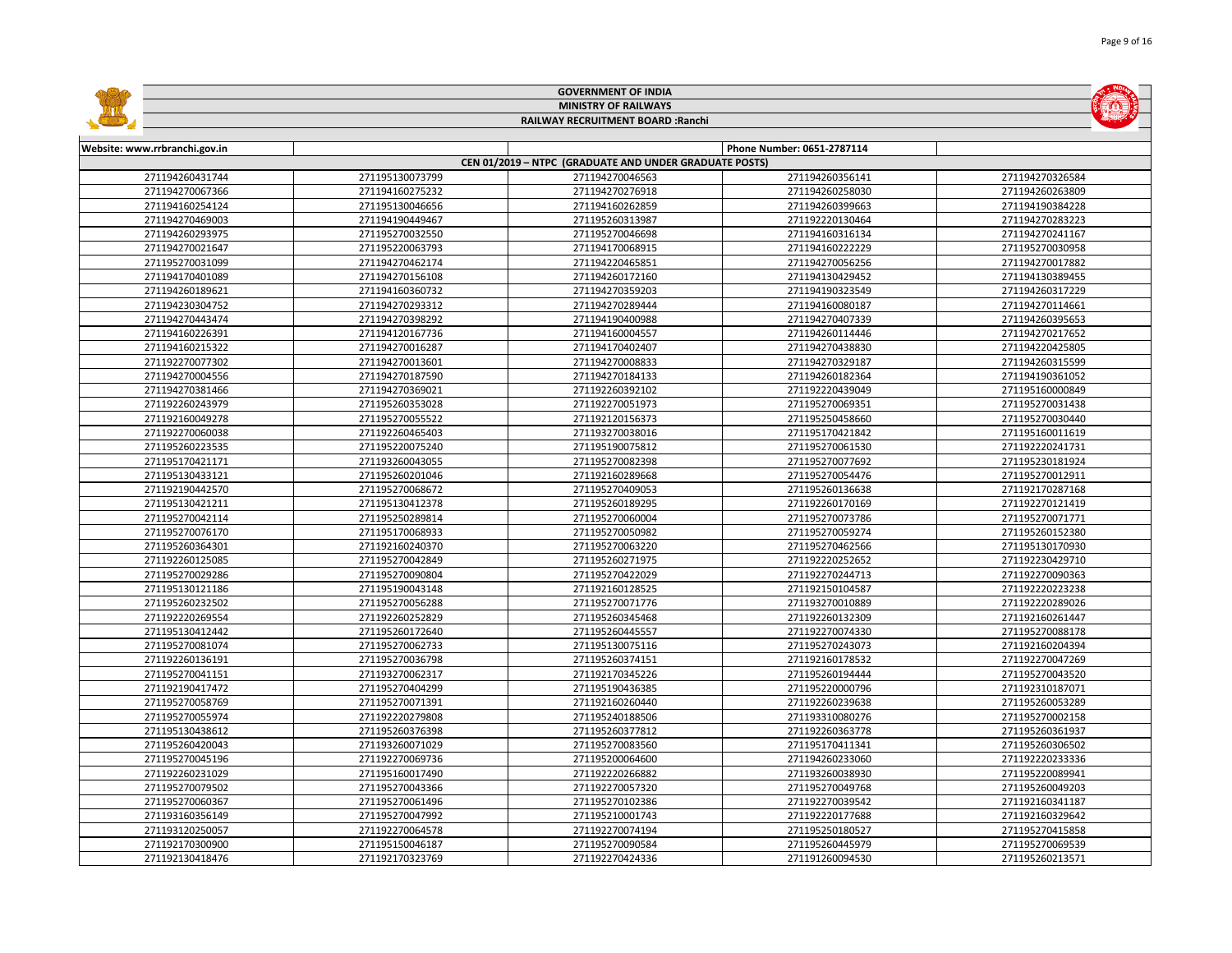# GOVERNMENT OF INDIA
## MINISTRY OF RAILWAYS
### RAILWAY RECRUITMENT BOARD :Ranchi

Website: www.rrbranchi.gov.in | Phone Number: 0651-2787114

**CEN 01/2019 – NTPC (GRADUATE AND UNDER GRADUATE POSTS)**

| | | | | |
|---|---|---|---|---|
| 271194260431744 | 271195130073799 | 271194270046563 | 271194260356141 | 271194270326584 |
| 271194270067366 | 271194160275232 | 271194270276918 | 271194260258030 | 271194260263809 |
| 271194160254124 | 271195130046656 | 271194160262859 | 271194260399663 | 271194190384228 |
| 271194270469003 | 271194190449467 | 271195260313987 | 271192220130464 | 271194270283223 |
| 271194260293975 | 271195270032550 | 271195270046698 | 271194160316134 | 271194270241167 |
| 271194270021647 | 271195220063793 | 271194170068915 | 271194160222229 | 271195270030958 |
| 271195270031099 | 271194270462174 | 271194220456851 | 271194270056256 | 271194270017882 |
| 271194170401089 | 271194270156108 | 271194260172160 | 271194130429452 | 271194130389455 |
| 271194260189621 | 271194160360732 | 271194270359203 | 271194190323549 | 271194260317229 |
| 271194230304752 | 271194270293312 | 271194270289444 | 271194160080187 | 271194270114661 |
| 271194270443474 | 271194270398292 | 271194190400988 | 271194270407339 | 271194260395653 |
| 271194160226391 | 271194120167736 | 271194160004557 | 271194260114446 | 271194270217652 |
| 271194160215322 | 271194270016287 | 271194170402407 | 271194170438830 | 271194220425805 |
| 271192270077302 | 271194270013601 | 271194270008833 | 271194270329187 | 271194260315599 |
| 271194270004556 | 271194270187590 | 271194270184133 | 271194260182364 | 271194190361052 |
| 271194270381466 | 271194270369021 | 271192260392102 | 271192220439049 | 271195160000849 |
| 271192260243979 | 271195260353028 | 271192270051973 | 271195270069351 | 271195270031438 |
| 271192160049278 | 271195270055522 | 271192120156373 | 271195250458660 | 271195270030440 |
| 271192270060038 | 271192260465403 | 271193270038016 | 271195170421842 | 271195160011619 |
| 271195260223535 | 271195220075240 | 271195190075812 | 271195270061530 | 271192220241731 |
| 271195170421171 | 271193260043055 | 271195270082398 | 271195270077692 | 271195230181924 |
| 271195130433121 | 271195260201046 | 271192160289668 | 271195270054476 | 271195270012911 |
| 271192190442570 | 271195270068672 | 271195270409053 | 271195260136638 | 271192170287168 |
| 271195130421211 | 271195130412378 | 271195260189295 | 271192260170169 | 271192270121419 |
| 271195270042114 | 271195250289814 | 271195270060004 | 271195270073786 | 271195270071771 |
| 271195270076170 | 271195170068933 | 271195270050982 | 271195270059274 | 271195260152380 |
| 271195260364301 | 271192160240370 | 271195270063220 | 271195270462566 | 271195130170930 |
| 271192260125085 | 271195270042849 | 271195260271975 | 271192220252652 | 271192230429710 |
| 271195270029286 | 271195270090804 | 271195270422029 | 271192270244713 | 271192270090363 |
| 271195130121186 | 271195190043148 | 271192160128525 | 271192150104587 | 271192220223238 |
| 271195260232502 | 271195270056288 | 271195270071776 | 271193270010889 | 271192220289026 |
| 271192220269554 | 271192260252829 | 271195260345468 | 271192260132309 | 271192160261447 |
| 271195130412442 | 271195260172640 | 271195260445557 | 271192270074330 | 271195270088178 |
| 271195270081074 | 271195270062733 | 271195130075116 | 271195270243073 | 271192160204394 |
| 271192260136191 | 271195270036798 | 271195260374151 | 271192160178532 | 271192270047269 |
| 271195270041151 | 271193270062317 | 271192170345226 | 271195260194444 | 271195270043520 |
| 271192190417472 | 271195270404299 | 271195190436385 | 271195220000796 | 271192310187071 |
| 271195270058769 | 271195270071391 | 271192160260440 | 271192260239638 | 271195260053289 |
| 271195270055974 | 271192220279808 | 271195240188506 | 271193310080276 | 271195270002158 |
| 271195130438612 | 271195260376398 | 271195260377812 | 271192260363778 | 271195260361937 |
| 271195260420043 | 271193260071029 | 271195270083560 | 271195170411341 | 271195260306502 |
| 271195270045196 | 271192270069736 | 271195200064600 | 271194260233060 | 271192220233336 |
| 271192260231029 | 271195160017490 | 271192220266882 | 271193260038930 | 271195220089941 |
| 271195270079502 | 271195270043366 | 271192270057320 | 271195270049768 | 271195260049203 |
| 271195270060367 | 271195270061496 | 271195270102386 | 271192270039542 | 271192160341187 |
| 271193160356149 | 271195270047992 | 271195210001743 | 271192220177688 | 271192160329642 |
| 271193120250057 | 271192270064578 | 271192270074194 | 271195250180527 | 271195270415858 |
| 271192170300900 | 271195150046187 | 271195270090584 | 271195260445979 | 271195270069539 |
| 271192130418476 | 271192170323769 | 271192270424336 | 271191260094530 | 271195260213571 |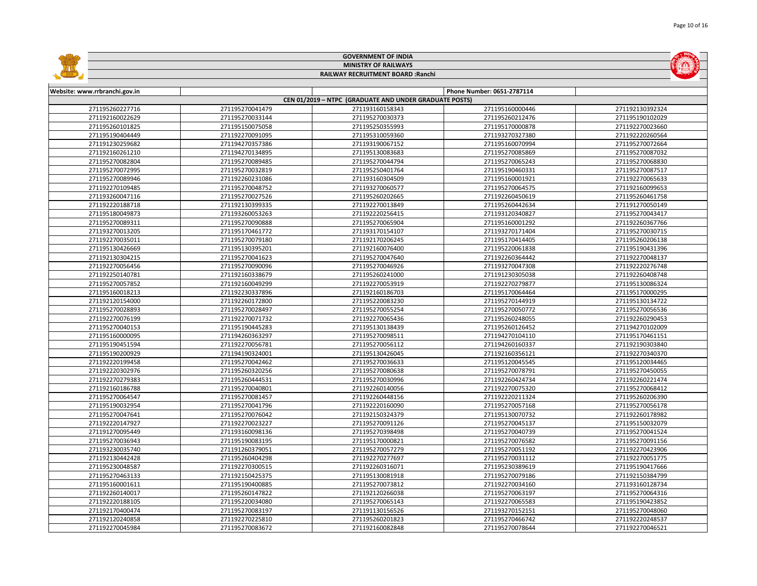# GOVERNMENT OF INDIA

## MINISTRY OF RAILWAYS

### RAILWAY RECRUITMENT BOARD :Ranchi

| Website: www.rrbranchi.gov.in | | | Phone Number: 0651-2787114 | |
|---|---|---|---|---|
| **CEN 01/2019 – NTPC (GRADUATE AND UNDER GRADUATE POSTS)** | | | | |
| 271195260227716 | 271195270041479 | 271193160158343 | 271195160000446 | 271192130392324 |
| 271192160022629 | 271195270033144 | 271195270030373 | 271195260212476 | 271195190102029 |
| 271195260101825 | 271195150075058 | 271195250355993 | 271195170000878 | 271192270023660 |
| 271195190404449 | 271192270091095 | 271195310059360 | 271193270327380 | 271192220260564 |
| 271191230259682 | 271194270357386 | 271193190067152 | 271195160070994 | 271195270072664 |
| 271192160261210 | 271194270134895 | 271195130083683 | 271195270085869 | 271195270087032 |
| 271195270082804 | 271195270089485 | 271195270044794 | 271195270065243 | 271195270068830 |
| 271195270072995 | 271195270032819 | 271195250401764 | 271195190460331 | 271195270087517 |
| 271195270089946 | 271192260231086 | 271193160304509 | 271195160001921 | 271192270065633 |
| 271192270109485 | 271195270048752 | 271193270060577 | 271195270064575 | 271192160099653 |
| 271193260047116 | 271195270027526 | 271195260202665 | 271192260450619 | 271195260461758 |
| 271192220188718 | 271192130399335 | 271192270013849 | 271195260442634 | 271191270050149 |
| 271195180049873 | 271193260053263 | 271192220256415 | 271193120340827 | 271195270043417 |
| 271195270089311 | 271195270090888 | 271195270065904 | 271195160001292 | 271192260367766 |
| 271193270013205 | 271195170461772 | 271193170154107 | 271193270171404 | 271195270030715 |
| 271192270035011 | 271195270079180 | 271192170206245 | 271195170414405 | 271195260206138 |
| 271195130426669 | 271195130395201 | 271192160076400 | 271195220061838 | 271195190431396 |
| 271192130304215 | 271195270041623 | 271195270047640 | 271192260364442 | 271192270048137 |
| 271192270056456 | 271195270090096 | 271195270046926 | 271193270047308 | 271192220276748 |
| 271192250140781 | 271192160338679 | 271195260241000 | 271191230305038 | 271192260408748 |
| 271195270057852 | 271192160049299 | 271192270053919 | 271192270279877 | 271195130086324 |
| 271195160018213 | 271192230337896 | 271192160186703 | 271195170064464 | 271195170000295 |
| 271192120154000 | 271192260172800 | 271195220083230 | 271195270144919 | 271195130134722 |
| 271195270028893 | 271195270028497 | 271195270055254 | 271195270050772 | 271195270056536 |
| 271192270076199 | 271192270071732 | 271192270065436 | 271195260248055 | 271192260290453 |
| 271195270040153 | 271195190445283 | 271195130138439 | 271195260126452 | 271194270102009 |
| 271195160000095 | 271194260363297 | 271195270098511 | 271194270104110 | 271195170461151 |
| 271195190451594 | 271192270056781 | 271195270056112 | 271194260160337 | 271192190303840 |
| 271195190200929 | 271194190324001 | 271195130426045 | 271192160356121 | 271192270340370 |
| 271192220199458 | 271195270042462 | 271195270036633 | 271195120045545 | 271195120034465 |
| 271192220302976 | 271195260320256 | 271195270080638 | 271195270078791 | 271195270450055 |
| 271192270279383 | 271195260444531 | 271195270030996 | 271192260424734 | 271192260221474 |
| 271192160186788 | 271195270040801 | 271192260140056 | 271192270075320 | 271195270068412 |
| 271195270064547 | 271195270081457 | 271192260448156 | 271192220211324 | 271195260206390 |
| 271195190032954 | 271195270041796 | 271192220160090 | 271195270057168 | 271195270056178 |
| 271195270047641 | 271195270076042 | 271192150324379 | 271195130070732 | 271192260178982 |
| 271192220147927 | 271192270023227 | 271195270091126 | 271195270045137 | 271195150032079 |
| 271191270095449 | 271193160098136 | 271195270398498 | 271195270040739 | 271195270041524 |
| 271195270036943 | 271195190083195 | 271195170000821 | 271195270076582 | 271195270091156 |
| 271193230035740 | 271191260379051 | 271195270057279 | 271195270051192 | 271192270423906 |
| 271192130442428 | 271195260404298 | 271192270277697 | 271195270031112 | 271192270051775 |
| 271195230048587 | 271192270300515 | 271192260316071 | 271195230389619 | 271195190417666 |
| 271195270463133 | 271192150425375 | 271195130081918 | 271195270079186 | 271192150384799 |
| 271195160001611 | 271195190400885 | 271195270073812 | 271192270034160 | 271193160128734 |
| 271192260140017 | 271195260147822 | 271192120266038 | 271195270063197 | 271195270064316 |
| 271192220188105 | 271195220034080 | 271195270065143 | 271192270065583 | 271195190423852 |
| 271192170400474 | 271195270083197 | 271191130152526 | 271193270152151 | 271195270048060 |
| 271192120240858 | 271192270225810 | 271195260201823 | 271195270466742 | 271192220248537 |
| 271192270045984 | 271195270083672 | 271192160082848 | 271195270078644 | 271192270046521 |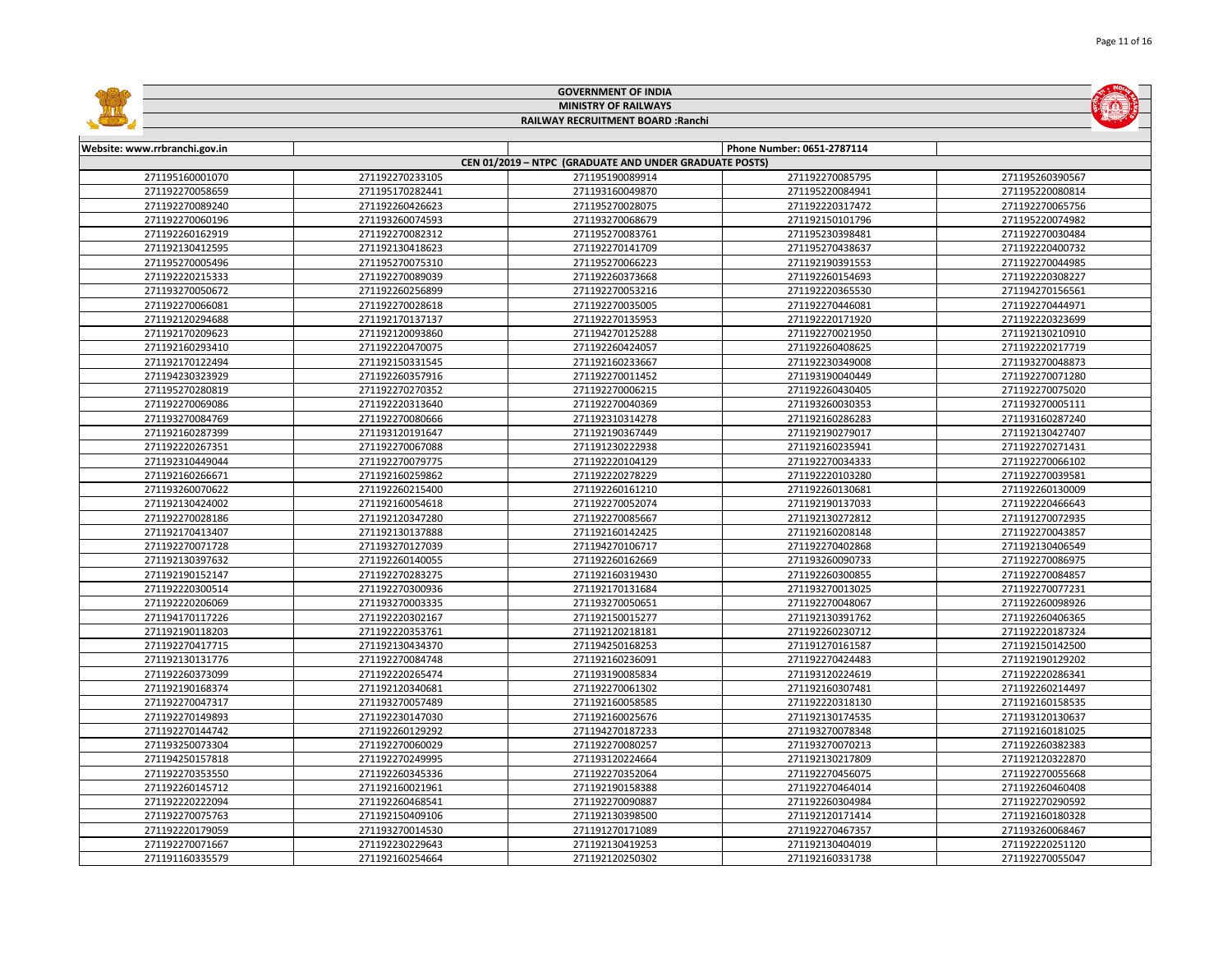# GOVERNMENT OF INDIA

## MINISTRY OF RAILWAYS

### RAILWAY RECRUITMENT BOARD :Ranchi

| Website: www.rrbranchi.gov.in | | | Phone Number: 0651-2787114 | |
|---|---|---|---|---|
| CEN 01/2019 – NTPC (GRADUATE AND UNDER GRADUATE POSTS) | | | | |
| 271195160001070 | 271192270233105 | 271195190089914 | 271192270085795 | 271195260390567 |
| 271192270058659 | 271195170282441 | 271193160049870 | 271195220084941 | 271195220080814 |
| 271192270089240 | 271192260426623 | 271195270028075 | 271192220317472 | 271192270065756 |
| 271192270060196 | 271193260074593 | 271193270068679 | 271192150101796 | 271195220074982 |
| 271192260162919 | 271192270082312 | 271195270083761 | 271195230398481 | 271192270030484 |
| 271192130412595 | 271192130418623 | 271192270141709 | 271195270438637 | 271192220400732 |
| 271195270005496 | 271192270075310 | 271195270066223 | 271192190391553 | 271192270044985 |
| 271192220215333 | 271192270089039 | 271192260373668 | 271192260154693 | 271192220308227 |
| 271193270050672 | 271192260256899 | 271192270053216 | 271192220365530 | 271194270156561 |
| 271192270066081 | 271192270028618 | 271192270035005 | 271192270446081 | 271192270444971 |
| 271192120294688 | 271192170137137 | 271192270135953 | 271192220171920 | 271192220323699 |
| 271192170209623 | 271192120093860 | 271194270125288 | 271192270021950 | 271192130210910 |
| 271192160293410 | 271192220470075 | 271192260424057 | 271192260428625 | 271192220217719 |
| 271192170122494 | 271192150331545 | 271192160233667 | 271192230349008 | 271193270048873 |
| 271194230323929 | 271192260357916 | 271192270011452 | 271193190040449 | 271192270071280 |
| 271195270280819 | 271192270270352 | 271192270006215 | 271192260430405 | 271192270075020 |
| 271192270069086 | 271192220313640 | 271192270040369 | 271193260030353 | 271193270005111 |
| 271193270084769 | 271192270080666 | 271192310314278 | 271192160286283 | 271193160287240 |
| 271192160287399 | 271193120191647 | 271192190367449 | 271192190279017 | 271192130427407 |
| 271192220267351 | 271192270067088 | 271191230222938 | 271192160235941 | 271192270271431 |
| 271192310449044 | 271192270079775 | 271192220104129 | 271192270034333 | 271192270066102 |
| 271192160266671 | 271192160259862 | 271192220278229 | 271192220103280 | 271192270039581 |
| 271193260070622 | 271192260215400 | 271192260161210 | 271192260130681 | 271192260130009 |
| 271192130424002 | 271192160054618 | 271192270052074 | 271192190137033 | 271192220466643 |
| 271192270028186 | 271192120347280 | 271192270085667 | 271192130272812 | 271191270072935 |
| 271192170413407 | 271192130137888 | 271192160142425 | 271192160208148 | 271192270043857 |
| 271192270071728 | 271193270127039 | 271194270106717 | 271192270402868 | 271192130406549 |
| 271192130397632 | 271192260140055 | 271192260162669 | 271193260090733 | 271192270086975 |
| 271192190152147 | 271192270283275 | 271192160319430 | 271192260300855 | 271192270084857 |
| 271192220300514 | 271192270300936 | 271192170131684 | 271193270013025 | 271192270077231 |
| 271192220206069 | 271193270003335 | 271193270050651 | 271192270048067 | 271192260098926 |
| 271194170117226 | 271192220302167 | 271192150015277 | 271192130391762 | 271192260406365 |
| 271192190118203 | 271192220353761 | 271192120218181 | 271192260230712 | 271192220187324 |
| 271192270417715 | 271192130434370 | 271194250168253 | 271191270161587 | 271192150142500 |
| 271192130131776 | 271192270084748 | 271192160236091 | 271192270424483 | 271192190129202 |
| 271192260373099 | 271192220265474 | 271193190085834 | 271193120224619 | 271192220286341 |
| 271192190168374 | 271192120340681 | 271192270061302 | 271192160307481 | 271192260214497 |
| 271192270047317 | 271193270057489 | 271192160058585 | 271192220318130 | 271192160158535 |
| 271192270149893 | 271192230147030 | 271192160025676 | 271192130174535 | 271193120130637 |
| 271192270144742 | 271192260129292 | 271194270187233 | 271193270078348 | 271192160181025 |
| 271193250073304 | 271192270060029 | 271192270080257 | 271193270070213 | 271192260382383 |
| 271194250157818 | 271192270249995 | 271193120224664 | 271192130217809 | 271192120322870 |
| 271192270353550 | 271192260345336 | 271192270352064 | 271192270456075 | 271192270055668 |
| 271192260145712 | 271192160021961 | 271192190158388 | 271192270464014 | 271192260460408 |
| 271192220222094 | 271192260468541 | 271192270090887 | 271192260304984 | 271192270290592 |
| 271192270075763 | 271192150409106 | 271192130398500 | 271192120171414 | 271192160180328 |
| 271192220179059 | 271193270014530 | 271191270171089 | 271192270467357 | 271193260068467 |
| 271192270071667 | 271192230229643 | 271192130419253 | 271192130404019 | 271192220251120 |
| 271191160335579 | 271192160254664 | 271192120250302 | 271192160331738 | 271192270055047 |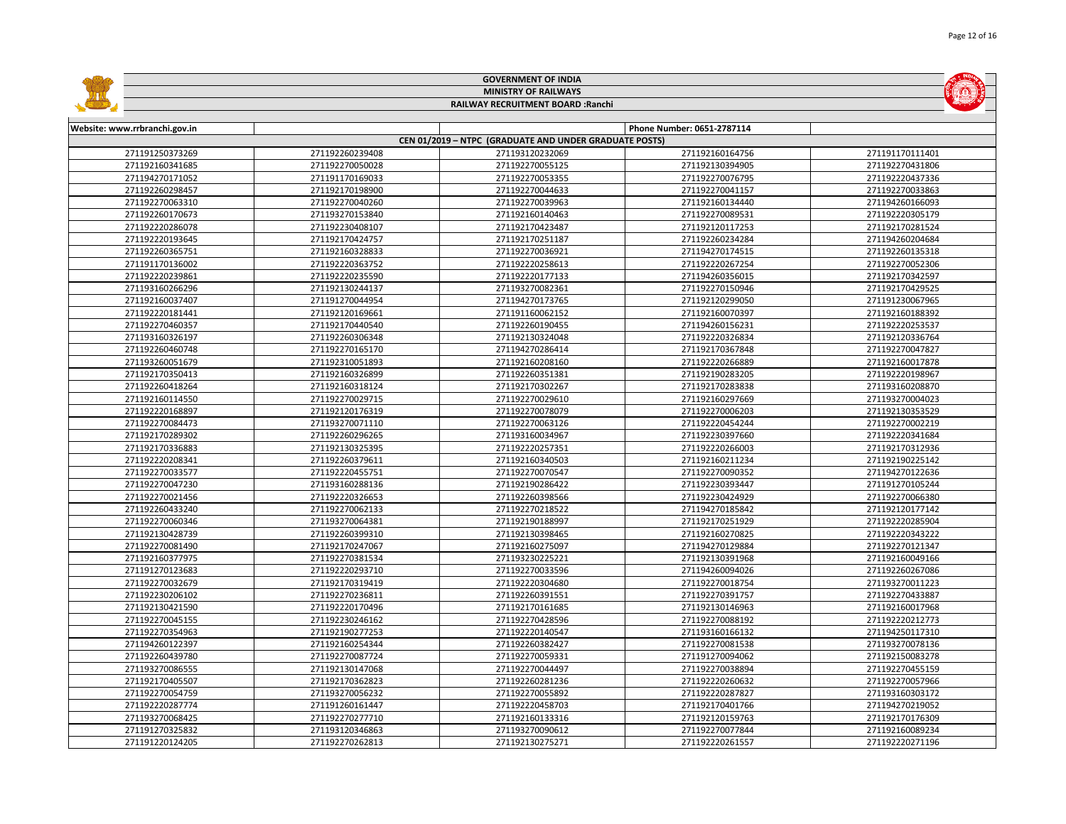# GOVERNMENT OF INDIA

## MINISTRY OF RAILWAYS

### RAILWAY RECRUITMENT BOARD :Ranchi

| Website: www.rrbranchi.gov.in | | | Phone Number: 0651-2787114 | |
|---|---|---|---|---|
| CEN 01/2019 – NTPC (GRADUATE AND UNDER GRADUATE POSTS) | | | | |
| 271191250373269 | 271192260239408 | 271193120232069 | 271192160164756 | 271191170111401 |
| 271192160341685 | 271192270050028 | 271192270055125 | 271192130394905 | 271192270431806 |
| 271194270171052 | 271191170169033 | 271192270053355 | 271192270076795 | 271192220437336 |
| 271192260298457 | 271192170198900 | 271192270044633 | 271192270041157 | 271192270033863 |
| 271192270063310 | 271192270040260 | 271192270039963 | 271192160134440 | 271194260166093 |
| 271192260170673 | 271193270153840 | 271192160140463 | 271192270089531 | 271192220305179 |
| 271192220286078 | 271192230408107 | 271192170423487 | 271192120117253 | 271192170281524 |
| 271192220193645 | 271192170424757 | 271192170251187 | 271192260234284 | 271194260204684 |
| 271192260365751 | 271192160328833 | 271192270036921 | 271194270174515 | 271192260135318 |
| 271191170136002 | 271192220363752 | 271192220258613 | 271192220267254 | 271192270052306 |
| 271192220239861 | 271192220235590 | 271192220177133 | 271194260356015 | 271192170342597 |
| 271193160266296 | 271192130244137 | 271193270082361 | 271192270150946 | 271192170429525 |
| 271192160037407 | 271191270044954 | 271194270173765 | 271192120299050 | 271191230067965 |
| 271192220181441 | 271192120169661 | 271191160062152 | 271192160070397 | 271192160188392 |
| 271192270460357 | 271192170440540 | 271192260190455 | 271194260156231 | 271192220253537 |
| 271193160326197 | 271192260306348 | 271192130324048 | 271192220326834 | 271192120336764 |
| 271192260460748 | 271192270165170 | 271194270286414 | 271192170367848 | 271192270047827 |
| 271193260051679 | 271192310051893 | 271192160208160 | 271192220266889 | 271192160017878 |
| 271192170350413 | 271192160326899 | 271192260351381 | 271192190283205 | 271192220198967 |
| 271192260418264 | 271192160318124 | 271192170302267 | 271192170283838 | 271193160208870 |
| 271192160114550 | 271192270029715 | 271192270029610 | 271192160297669 | 271193270004023 |
| 271192220168897 | 271192120176319 | 271192270078079 | 271192270006203 | 271192130353529 |
| 271192270084473 | 271193270071110 | 271192270063126 | 271192220454244 | 271192270002219 |
| 271192170289302 | 271192260296265 | 271193160034967 | 271192230397660 | 271192220341684 |
| 271192170336883 | 271192130325395 | 271192220257351 | 271192220266003 | 271192170312936 |
| 271192220208341 | 271192260379611 | 271192160340503 | 271192160211234 | 271192190225142 |
| 271192270033577 | 271192220455751 | 271192270070547 | 271192270090352 | 271194270122636 |
| 271192270047230 | 271193160288136 | 271192190286422 | 271192230393447 | 271191270105244 |
| 271192270021456 | 271192220326653 | 271192260398566 | 271192230424929 | 271192270066380 |
| 271192260433240 | 271192270062133 | 271192270218522 | 271194270185842 | 271192120177142 |
| 271192270060346 | 271193270064381 | 271192190188997 | 271192170251929 | 271192220285904 |
| 271192130428739 | 271192260399310 | 271192130398465 | 271192160270825 | 271192220343222 |
| 271192270081490 | 271192170247067 | 271192160275097 | 271194270129884 | 271192270121347 |
| 271192160377975 | 271192270381534 | 271193230225221 | 271192130391968 | 271192160049166 |
| 271191270123683 | 271192220293710 | 271192270033596 | 271194260094026 | 271192260267086 |
| 271192270032679 | 271192170319419 | 271192220304680 | 271192270018754 | 271193270011223 |
| 271192230206102 | 271192270236811 | 271192260391551 | 271192270391757 | 271192270433887 |
| 271192130421590 | 271192220170496 | 271192170161685 | 271192130146963 | 271192160017968 |
| 271192270045155 | 271192230246162 | 271192270428596 | 271192270088192 | 271192220212773 |
| 271192270354963 | 271192190277253 | 271192220140547 | 271193160166132 | 271194250117310 |
| 271194260122397 | 271192160254344 | 271192260382427 | 271192270081538 | 271193270078136 |
| 271192260439780 | 271192270087724 | 271192270059331 | 271191270094062 | 271192150083278 |
| 271193270086555 | 271192130147068 | 271192270044497 | 271192270038894 | 271192270455159 |
| 271192170405507 | 271192170362823 | 271192260281236 | 271192220260632 | 271192270057966 |
| 271192270054759 | 271193270056232 | 271192270055892 | 271192220287827 | 271193160303172 |
| 271192220287774 | 271191260161447 | 271192220458703 | 271192170401766 | 271194270219052 |
| 271193270068425 | 271192270277710 | 271192160133316 | 271192120159763 | 271192170176309 |
| 271191270325832 | 271193120346863 | 271193270090612 | 271192270077844 | 271192160089234 |
| 271191220124205 | 271192270262813 | 271192130275271 | 271192220261557 | 271192220271196 |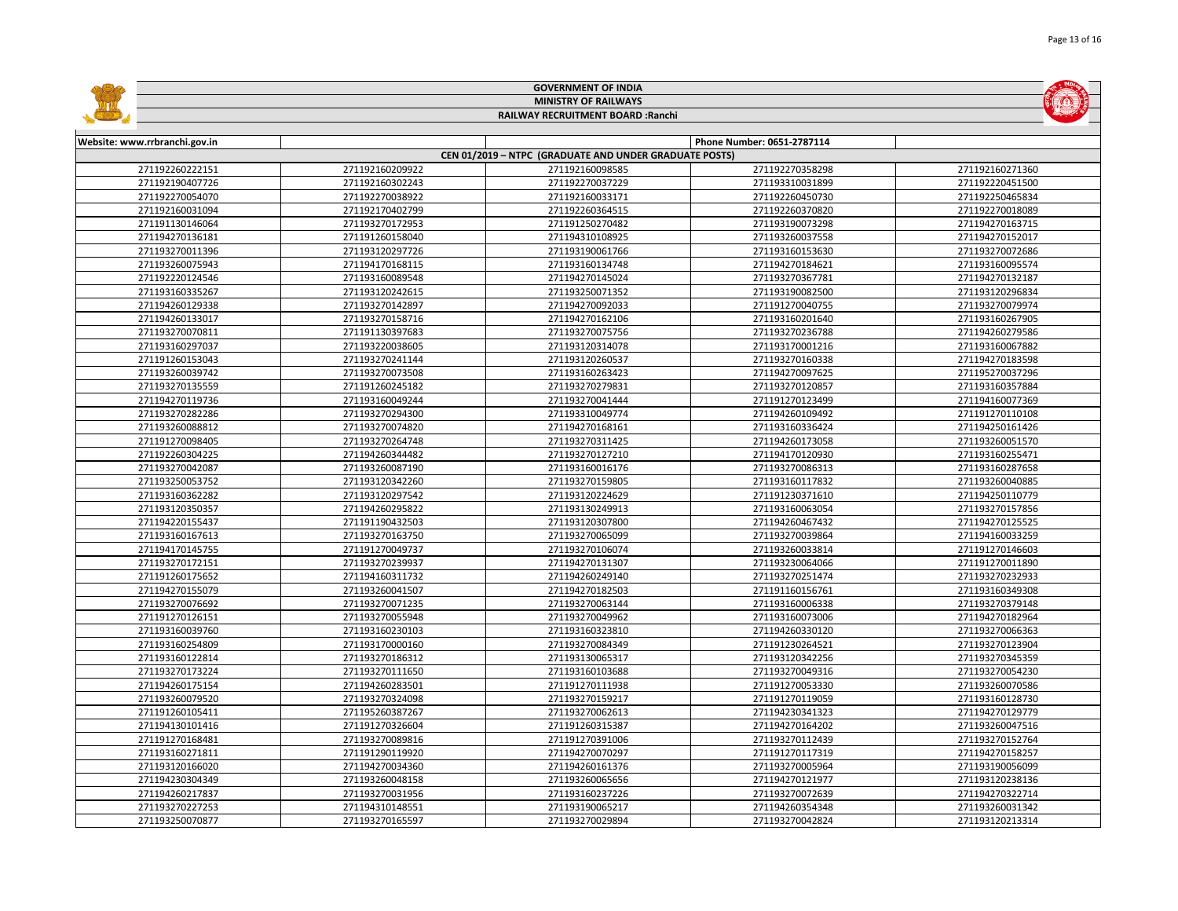GOVERNMENT OF INDIA

MINISTRY OF RAILWAYS

RAILWAY RECRUITMENT BOARD :Ranchi

| Website: www.rrbranchi.gov.in | | | Phone Number: 0651-2787114 | |
|---|---|---|---|---|
| CEN 01/2019 – NTPC (GRADUATE AND UNDER GRADUATE POSTS) | | | | |
| 271192260222151 | 271192160209922 | 271192160098585 | 271192270358298 | 271192160271360 |
| 271192190407726 | 271192160302243 | 271192270037229 | 271193310031899 | 271192220451500 |
| 271192270054070 | 271192270038922 | 271192160033171 | 271192260450730 | 271192250465834 |
| 271192160031094 | 271192170402799 | 271192260364515 | 271192260370820 | 271192270018089 |
| 271191130146064 | 271193270172953 | 271191250270482 | 271193190073298 | 271194270163715 |
| 271194270136181 | 271191260158040 | 271194310108925 | 271193260037558 | 271194270152017 |
| 271193270011396 | 271193120297726 | 271193190061766 | 271193160153630 | 271193270072686 |
| 271193260075943 | 271194170168115 | 271193160134748 | 271194270184621 | 271193160095574 |
| 271192220124546 | 271193160089548 | 271194270145024 | 271193270367781 | 271194270132187 |
| 271193160335267 | 271193120242615 | 271193250071352 | 271193190082500 | 271193120296834 |
| 271194260129338 | 271193270142897 | 271194270092033 | 271191270040755 | 271193270079974 |
| 271194260133017 | 271193270158716 | 271194270162106 | 271193160201640 | 271193160267905 |
| 271193270070811 | 271191130397683 | 271193270075756 | 271193270236788 | 271194260279586 |
| 271193160297037 | 271193220038605 | 271193120314078 | 271193170001216 | 271193160067882 |
| 271191260153043 | 271193270241144 | 271193120260537 | 271193270160338 | 271194270183598 |
| 271193260039742 | 271193270073508 | 271193160263423 | 271194270097625 | 271195270037296 |
| 271193270135559 | 271191260245182 | 271193270279831 | 271193270120857 | 271193160357884 |
| 271194270119736 | 271193160049244 | 271193270041444 | 271191270123499 | 271194160077369 |
| 271193270282286 | 271193270294300 | 271193310049774 | 271194260109492 | 271191270110108 |
| 271193260088812 | 271193270074820 | 271194270168161 | 271193160336424 | 271194250161426 |
| 271191270098405 | 271193270264748 | 271193270311425 | 271194260173058 | 271193260051570 |
| 271192260304225 | 271194260344482 | 271193270127210 | 271194170120930 | 271193160255471 |
| 271193270042087 | 271193260087190 | 271193160016176 | 271193270086313 | 271193160287658 |
| 271193250053752 | 271193120342260 | 271193270159805 | 271193160117832 | 271193260040885 |
| 271193160362282 | 271193120297542 | 271193120224629 | 271191230371610 | 271194250110779 |
| 271193120350357 | 271194260295822 | 271193130249913 | 271193160063054 | 271193270157856 |
| 271194220155437 | 271191190432503 | 271193120307800 | 271194260467432 | 271194270125525 |
| 271193160167613 | 271193270163750 | 271193270065099 | 271193270039864 | 271194160033259 |
| 271194170145755 | 271191270049737 | 271193270106074 | 271193260033814 | 271191270146603 |
| 271193270172151 | 271193270239937 | 271194270131307 | 271193230064066 | 271191270011890 |
| 271191260175652 | 271194160311732 | 271194260249140 | 271193270251474 | 271193270232933 |
| 271194270155079 | 271193260041507 | 271194270182503 | 271191160156761 | 271193160349308 |
| 271193270076692 | 271193270071235 | 271193270063144 | 271193160006338 | 271193270379148 |
| 271191270126151 | 271193270055948 | 271193270049962 | 271193160073006 | 271194270182964 |
| 271193160039760 | 271193160230103 | 271193160323810 | 271194260330120 | 271193270066363 |
| 271193160254809 | 271193170000160 | 271193270084349 | 271191230264521 | 271193270123904 |
| 271193160122814 | 271193270186312 | 271193130065317 | 271193120342256 | 271193270345359 |
| 271193270173224 | 271193270111650 | 271193160103688 | 271193270049316 | 271193270054230 |
| 271194260175154 | 271194260283501 | 271191270111938 | 271191270053330 | 271193260070586 |
| 271193260079520 | 271193270324098 | 271193270159217 | 271191270119059 | 271193160128730 |
| 271191260105411 | 271195260387267 | 271193270062613 | 271194230341323 | 271194270129779 |
| 271194130101416 | 271191270326604 | 271191260315387 | 271194270164202 | 271193260047516 |
| 271191270168481 | 271193270089816 | 271191270391006 | 271193270112439 | 271193270152764 |
| 271193160271811 | 271191290119920 | 271194270070297 | 271191270117319 | 271194270158257 |
| 271193120166020 | 271194270034360 | 271194260161376 | 271193270005964 | 271193190056099 |
| 271194230304349 | 271193260048158 | 271193260065656 | 271194270121977 | 271193120238136 |
| 271194260217837 | 271193270031956 | 271193160037226 | 271193270072639 | 271194270322714 |
| 271193270227253 | 271194310148551 | 271193190065217 | 271194260354348 | 271193260031342 |
| 271193250070877 | 271193270165597 | 271193270029894 | 271193270042824 | 271193120213314 |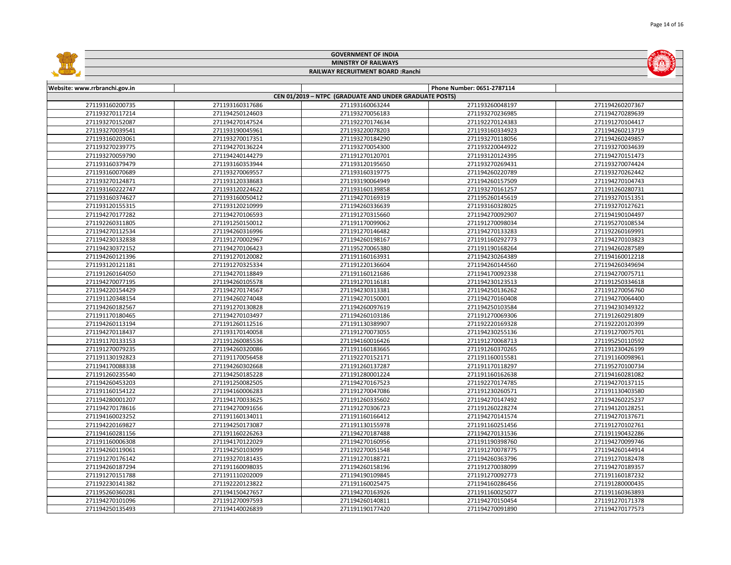# GOVERNMENT OF INDIA
## MINISTRY OF RAILWAYS
### RAILWAY RECRUITMENT BOARD :Ranchi

| Website: www.rrbranchi.gov.in | | | Phone Number: 0651-2787114 | |
|---|---|---|---|---|
| CEN 01/2019 – NTPC (GRADUATE AND UNDER GRADUATE POSTS) | | | | |
| 271193160200735 | 271193160317686 | 271193160063244 | 271193260048197 | 271194260207367 |
| 271193270117214 | 271194250124603 | 271193270056183 | 271193270236985 | 271194270289639 |
| 271193270152087 | 271194270147524 | 271192270174634 | 271192270124383 | 271191270104417 |
| 271193270039541 | 271193190045961 | 271193220078203 | 271193160334923 | 271194260213719 |
| 271193160203061 | 271193270017351 | 271193270184290 | 271193270118056 | 271194260249857 |
| 271193270239775 | 271194270136224 | 271193270054300 | 271193220044922 | 271193270034639 |
| 271193270059790 | 271194240144279 | 271191270120701 | 271193120124395 | 271194270151473 |
| 271193160379479 | 271193160353944 | 271193120195650 | 271193270269431 | 271193270074424 |
| 271193160070689 | 271193270069557 | 271193160319775 | 271194260220789 | 271193270262442 |
| 271193270124871 | 271193120338683 | 271193190064949 | 271194260157509 | 271194270104743 |
| 271193160222747 | 271193120224622 | 271193160139858 | 271193270161257 | 271191260280731 |
| 271193160374627 | 271193160050412 | 271194270169319 | 271195260145619 | 271193270151351 |
| 271193120155315 | 271193120210999 | 271194260336639 | 271193160328025 | 271193270127621 |
| 271194270177282 | 271194270106593 | 271191270315660 | 271194270092907 | 271194190104497 |
| 271192260311805 | 271191250150012 | 271191170099062 | 271191270098034 | 271195270108534 |
| 271194270112534 | 271194260316996 | 271191270146482 | 271194270133283 | 271192260169991 |
| 271194230132838 | 271191270002967 | 271194260198167 | 271191160292773 | 271194270103823 |
| 271194230372152 | 271194270106423 | 271195270065380 | 271191190168264 | 271194260287589 |
| 271194260121396 | 271191270120082 | 271191160163931 | 271194230264389 | 271194160012218 |
| 271193120121181 | 271191270325334 | 271191220136604 | 271194260144560 | 271194260349694 |
| 271191260164050 | 271194270118849 | 271191160121686 | 271194170092338 | 271194270075711 |
| 271194270077195 | 271194260105578 | 271191270116181 | 271194230123513 | 271191250334618 |
| 271194220154429 | 271194270174567 | 271194230313381 | 271194250136262 | 271191270056760 |
| 271191120348154 | 271194260274048 | 271194270150001 | 271194270160408 | 271194270064400 |
| 271194260182567 | 271191270130828 | 271194260097619 | 271194250103584 | 271194230349322 |
| 271191170180465 | 271194270103497 | 271194260103186 | 271191270069306 | 271191260291809 |
| 271194260113194 | 271191260112516 | 271191130389907 | 271192220169328 | 271192220120399 |
| 271194270118437 | 271193170140058 | 271191270073055 | 271194230255136 | 271191270075701 |
| 271191170133153 | 271191260085536 | 271194160016426 | 271191270068713 | 271195250110592 |
| 271191270079235 | 271194260320086 | 271191160183665 | 271191260370265 | 271191230426199 |
| 271191130192823 | 271191170056458 | 271192270152171 | 271191160015581 | 271191160098961 |
| 271194170088338 | 271194260302668 | 271191260137287 | 271191170118297 | 271195270100734 |
| 271191260235540 | 271194250185228 | 271191280001224 | 271191160162638 | 271194160281082 |
| 271194260453203 | 271191250082505 | 271194270167523 | 271192270174785 | 271194270137115 |
| 271191160154122 | 271194160006283 | 271191270047086 | 271191230260571 | 271191130403580 |
| 271194280001207 | 271194170033625 | 271191260335602 | 271194270147492 | 271194260225237 |
| 271194270178616 | 271194270091656 | 271191270306723 | 271191260228274 | 271194120128251 |
| 271194160023252 | 271191160134011 | 271191160166412 | 271194270141574 | 271194270137671 |
| 271194220169827 | 271194250173087 | 271191130155978 | 271191160251456 | 271191270102761 |
| 271194160281156 | 271191160226263 | 271194270187488 | 271194270131536 | 271191190432286 |
| 271191160006308 | 271194170122029 | 271194270160956 | 271191190398760 | 271194270099746 |
| 271194260119061 | 271194250103099 | 271192270051548 | 271191270078775 | 271194260144914 |
| 271191270176142 | 271193270181435 | 271191270188721 | 271194260363796 | 271191270182478 |
| 271194260187294 | 271191160098035 | 271194260158196 | 271191270038099 | 271194270189357 |
| 271191270151788 | 271191110202009 | 271194190109845 | 271191270092773 | 271191160187232 |
| 271192230141382 | 271192220123822 | 271191160025475 | 271194160286456 | 271191280000435 |
| 271195260360281 | 271194150427657 | 271194270163926 | 271191160025077 | 271191160363893 |
| 271194270101096 | 271191270097593 | 271194260140811 | 271194270150454 | 271191270171378 |
| 271194250135493 | 271194140026839 | 271191190177420 | 271194270091890 | 271194270177573 |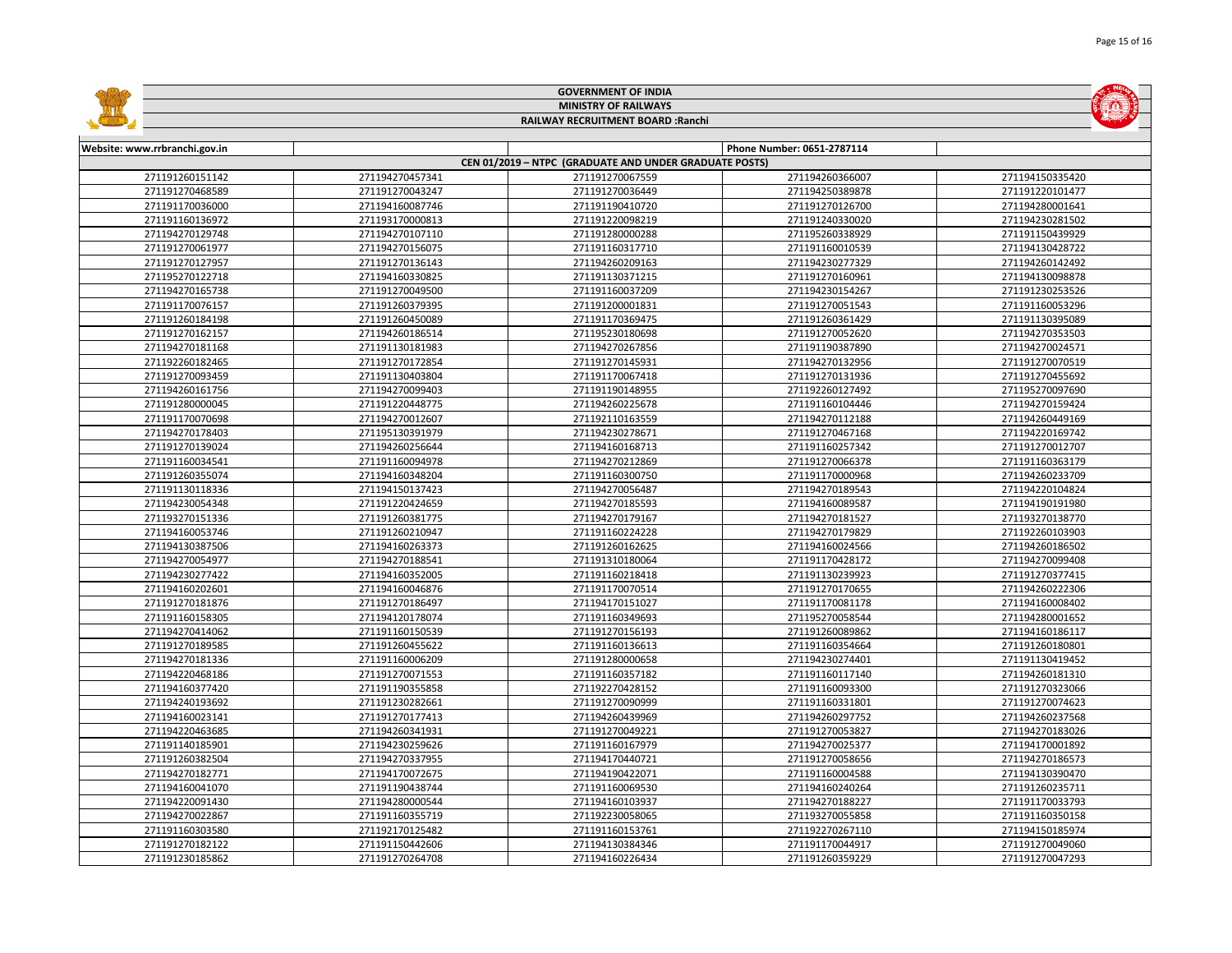# GOVERNMENT OF INDIA

## MINISTRY OF RAILWAYS

### RAILWAY RECRUITMENT BOARD :Ranchi

| Website: www.rrbranchi.gov.in | | | Phone Number: 0651-2787114 | |
|---|---|---|---|---|
| CEN 01/2019 – NTPC (GRADUATE AND UNDER GRADUATE POSTS) | | | | |
| 271191260151142 | 271194270457341 | 271191270067559 | 271194260366007 | 271194150335420 |
| 271191270468589 | 271191270043247 | 271191270036449 | 271194250389878 | 271191220101477 |
| 271191170036000 | 271194160087746 | 271191190410720 | 271191270126700 | 271194280001641 |
| 271191160136972 | 271193170000813 | 271191220098219 | 271191240330020 | 271194230281502 |
| 271194270129748 | 271194270107110 | 271191280000288 | 271195260338929 | 271191150439929 |
| 271191270061977 | 271194270156075 | 271191160317710 | 271191160010539 | 271194130428722 |
| 271191270127957 | 271191270136143 | 271194260209163 | 271194230277329 | 271194260142492 |
| 271195270122718 | 271194160330825 | 271191130371215 | 271191270160961 | 271194130098878 |
| 271194270165738 | 271191270049500 | 271191160037209 | 271194230154267 | 271191230253526 |
| 271191170076157 | 271191260379395 | 271191200001831 | 271191270051543 | 271191160053296 |
| 271191260184198 | 271191260450089 | 271191170369475 | 271191260361429 | 271191130395089 |
| 271191270162157 | 271194260186514 | 271195230180698 | 271191270052620 | 271194270353503 |
| 271194270181168 | 271191130181983 | 271194270267856 | 271191190387890 | 271194270024571 |
| 271192260182465 | 271191270172854 | 271191270145931 | 271194270132956 | 271191270070519 |
| 271191270093459 | 271191130403804 | 271191170067418 | 271191270131936 | 271191270455692 |
| 271194260161756 | 271194270099403 | 271191190148955 | 271192260127492 | 271195270097690 |
| 271191280000045 | 271191220448775 | 271194260225678 | 271191160104446 | 271194270159424 |
| 271191170070698 | 271194270012607 | 271192110163559 | 271194270112188 | 271194260449169 |
| 271194270178403 | 271195130391979 | 271194230278671 | 271191270467168 | 271194220169742 |
| 271191270139024 | 271194260256644 | 271194160168713 | 271191160257342 | 271191270012707 |
| 271191160034541 | 271191160094978 | 271194270212869 | 271191270066378 | 271191160363179 |
| 271191260355074 | 271194160348204 | 271191160300750 | 271191170000968 | 271194260233709 |
| 271191130118336 | 271194150137423 | 271194270056487 | 271194270189543 | 271194220104824 |
| 271194230054348 | 271191220424659 | 271194270185593 | 271194160089587 | 271194190191980 |
| 271193270151336 | 271191260381775 | 271194270179167 | 271194270181527 | 271193270138770 |
| 271194160053746 | 271191260210947 | 271191160224228 | 271194270179829 | 271192260103903 |
| 271194130387506 | 271194160263373 | 271191260162625 | 271194160024566 | 271194260186502 |
| 271194270054977 | 271194270188541 | 271191310180064 | 271191170428172 | 271194270099408 |
| 271194230277422 | 271194160352005 | 271191160218418 | 271191130239923 | 271191270377415 |
| 271194160202601 | 271194160046876 | 271191170070514 | 271191270170655 | 271194260222306 |
| 271191270181876 | 271191270186497 | 271194170151027 | 271191170081178 | 271194160008402 |
| 271191160158305 | 271194120178074 | 271191160349693 | 271195270058544 | 271194280001652 |
| 271194270414062 | 271191160150539 | 271191270156193 | 271191260089862 | 271194160186117 |
| 271191270189585 | 271191260455622 | 271191160136613 | 271191160354664 | 271191260180801 |
| 271194270181336 | 271191160006209 | 271191280000658 | 271194230274401 | 271191130419452 |
| 271194220468186 | 271191270071553 | 271191160357182 | 271191160157140 | 271194260181310 |
| 271194160377420 | 271191190355858 | 271192270428152 | 271191160093300 | 271191270323066 |
| 271194240193692 | 271191230282661 | 271191270090999 | 271191160331801 | 271191270074623 |
| 271194160023141 | 271191270177413 | 271194260439969 | 271194260297752 | 271194260237568 |
| 271194220463685 | 271194260341931 | 271191270049221 | 271191270053827 | 271194270183026 |
| 271191140185901 | 271194230259626 | 271191160167979 | 271194270025377 | 271194170001892 |
| 271191260382504 | 271194270337955 | 271194170440721 | 271191270058656 | 271194270186573 |
| 271194270182771 | 271194170072675 | 271194190422071 | 271191160004588 | 271194130390470 |
| 271194160041070 | 271191190438744 | 271191160069530 | 271194160240264 | 271191260235711 |
| 271194220091430 | 271194280000544 | 271194160103937 | 271194270188227 | 271191170033793 |
| 271194270022867 | 271191160355719 | 271192230058065 | 271193270055858 | 271191160350158 |
| 271191160303580 | 271192170125482 | 271191160153761 | 271192270267110 | 271194150185974 |
| 271191270182122 | 271191150442606 | 271194130384346 | 271191170044917 | 271191270049060 |
| 271191230185862 | 271191270264708 | 271194160226434 | 271191260359229 | 271191270047293 |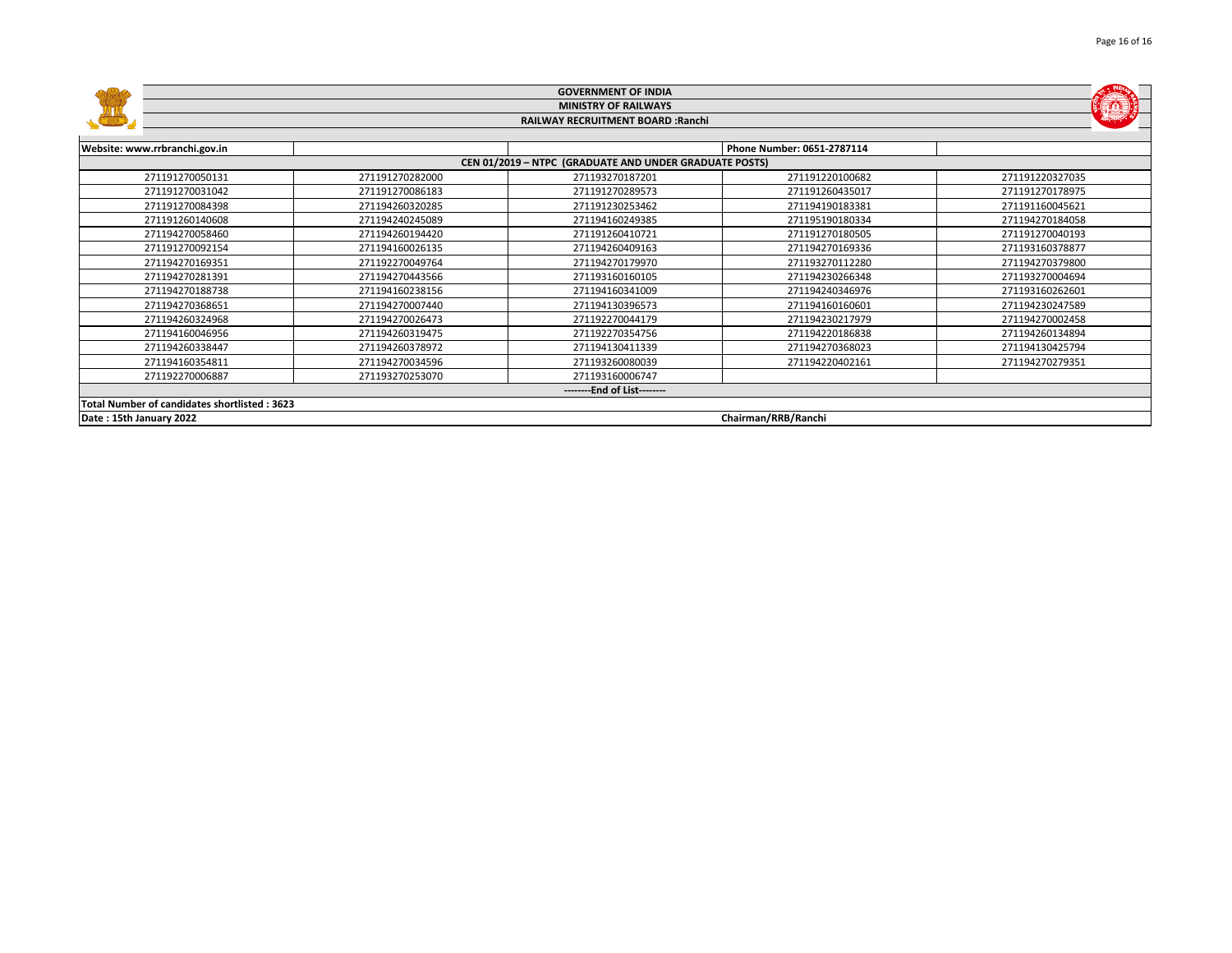# GOVERNMENT OF INDIA

## MINISTRY OF RAILWAYS

### RAILWAY RECRUITMENT BOARD :Ranchi

Website: www.rrbranchi.gov.in | Phone Number: 0651-2787114

**CEN 01/2019 – NTPC (GRADUATE AND UNDER GRADUATE POSTS)**

| | | | | |
|---|---|---|---|---|
| 271191270050131 | 271191270282000 | 271193270187201 | 271191220100682 | 271191220327035 |
| 271191270031042 | 271191270086183 | 271191270289573 | 271191260435017 | 271191270178975 |
| 271191270084398 | 271194260320285 | 271191230253462 | 271194190183381 | 271191160045621 |
| 271191260140608 | 271194240245089 | 271194160249385 | 271195190180334 | 271194270184058 |
| 271194270058460 | 271194260194420 | 271191260410721 | 271191270180505 | 271191270040193 |
| 271191270092154 | 271194160026135 | 271194260409163 | 271194270169336 | 271193160378877 |
| 271194270169351 | 271192270049764 | 271194270179970 | 271193270112280 | 271194270379800 |
| 271194270281391 | 271194270443566 | 271193160160105 | 271194230266348 | 271193270004694 |
| 271194270188738 | 271194160238156 | 271194160341009 | 271194240346976 | 271193160262601 |
| 271194270368651 | 271194270007440 | 271194130396573 | 271194160160601 | 271194230247589 |
| 271194260324968 | 271194270026473 | 271192270044179 | 271194230217979 | 271194270002458 |
| 271194160046956 | 271194260319475 | 271192270354756 | 271194220186838 | 271194260134894 |
| 271194260338447 | 271194260378972 | 271194130411339 | 271194270368023 | 271194130425794 |
| 271194160354811 | 271194270034596 | 271193260080039 | 271194220402161 | 271194270279351 |
| 271192270006887 | 271193270253070 | 271193160006747 | | |

--------End of List--------

**Total Number of candidates shortlisted : 3623**

**Date : 15th January 2022** | **Chairman/RRB/Ranchi**